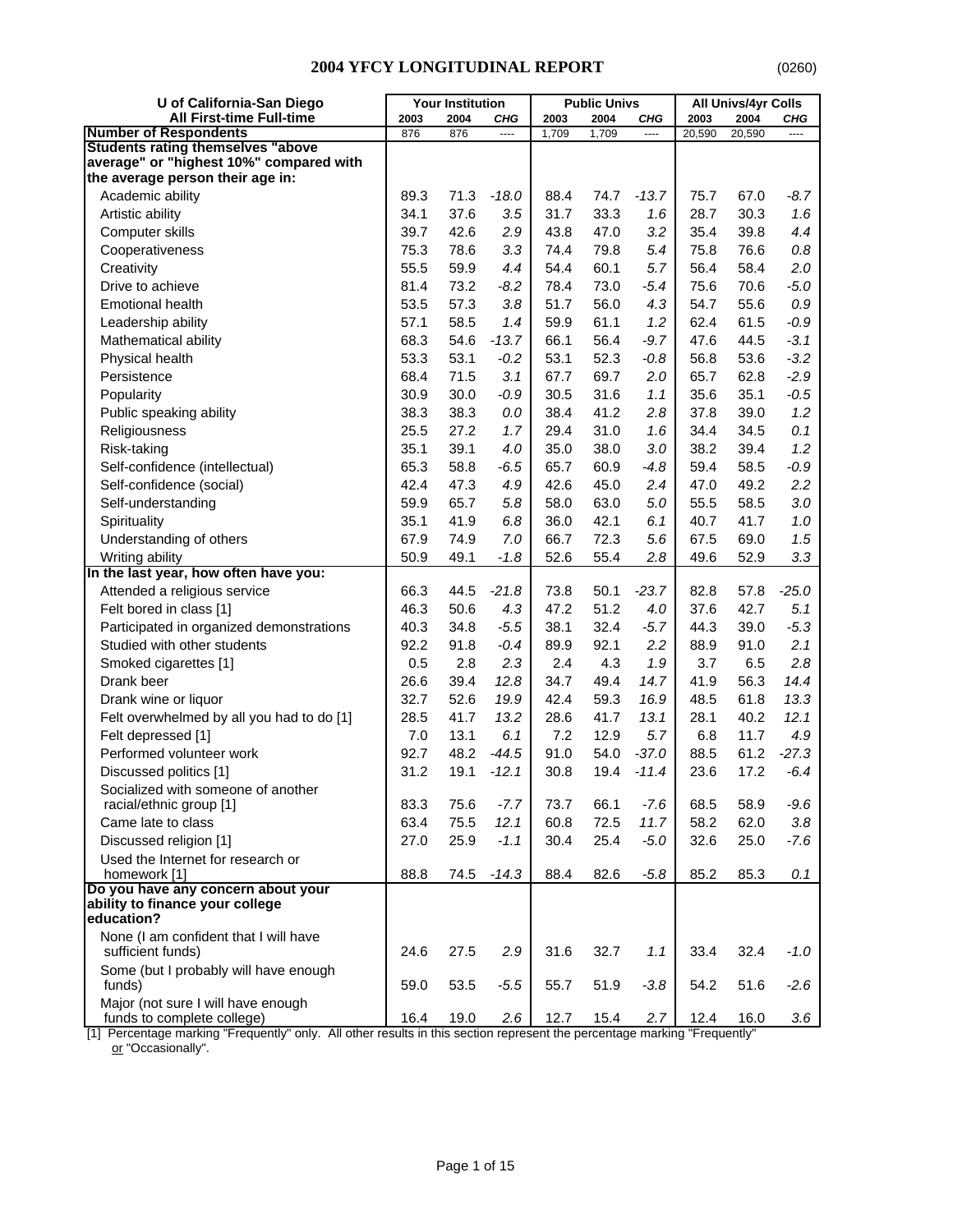# 2004 YFCY LONGITUDINAL REPORT

(0260)

| U of California-San Diego<br>All First-time Full-time | Your Institution | | | Public Univs | | | All Univs/4yr Colls | | |
|---|---|---|---|---|---|---|---|---|---|
| | 2003 | 2004 | CHG | 2003 | 2004 | CHG | 2003 | 2004 | CHG |
| **Number of Respondents** | 876 | 876 | ---- | 1,709 | 1,709 | ---- | 20,590 | 20,590 | ---- |
| **Students rating themselves "above average" or "highest 10%" compared with the average person their age in:** | | | | | | | | | |
| Academic ability | 89.3 | 71.3 | *-18.0* | 88.4 | 74.7 | *-13.7* | 75.7 | 67.0 | *-8.7* |
| Artistic ability | 34.1 | 37.6 | *3.5* | 31.7 | 33.3 | *1.6* | 28.7 | 30.3 | *1.6* |
| Computer skills | 39.7 | 42.6 | *2.9* | 43.8 | 47.0 | *3.2* | 35.4 | 39.8 | *4.4* |
| Cooperativeness | 75.3 | 78.6 | *3.3* | 74.4 | 79.8 | *5.4* | 75.8 | 76.6 | *0.8* |
| Creativity | 55.5 | 59.9 | *4.4* | 54.4 | 60.1 | *5.7* | 56.4 | 58.4 | *2.0* |
| Drive to achieve | 81.4 | 73.2 | *-8.2* | 78.4 | 73.0 | *-5.4* | 75.6 | 70.6 | *-5.0* |
| Emotional health | 53.5 | 57.3 | *3.8* | 51.7 | 56.0 | *4.3* | 54.7 | 55.6 | *0.9* |
| Leadership ability | 57.1 | 58.5 | *1.4* | 59.9 | 61.1 | *1.2* | 62.4 | 61.5 | *-0.9* |
| Mathematical ability | 68.3 | 54.6 | *-13.7* | 66.1 | 56.4 | *-9.7* | 47.6 | 44.5 | *-3.1* |
| Physical health | 53.3 | 53.1 | *-0.2* | 53.1 | 52.3 | *-0.8* | 56.8 | 53.6 | *-3.2* |
| Persistence | 68.4 | 71.5 | *3.1* | 67.7 | 69.7 | *2.0* | 65.7 | 62.8 | *-2.9* |
| Popularity | 30.9 | 30.0 | *-0.9* | 30.5 | 31.6 | *1.1* | 35.6 | 35.1 | *-0.5* |
| Public speaking ability | 38.3 | 38.3 | *0.0* | 38.4 | 41.2 | *2.8* | 37.8 | 39.0 | *1.2* |
| Religiousness | 25.5 | 27.2 | *1.7* | 29.4 | 31.0 | *1.6* | 34.4 | 34.5 | *0.1* |
| Risk-taking | 35.1 | 39.1 | *4.0* | 35.0 | 38.0 | *3.0* | 38.2 | 39.4 | *1.2* |
| Self-confidence (intellectual) | 65.3 | 58.8 | *-6.5* | 65.7 | 60.9 | *-4.8* | 59.4 | 58.5 | *-0.9* |
| Self-confidence (social) | 42.4 | 47.3 | *4.9* | 42.6 | 45.0 | *2.4* | 47.0 | 49.2 | *2.2* |
| Self-understanding | 59.9 | 65.7 | *5.8* | 58.0 | 63.0 | *5.0* | 55.5 | 58.5 | *3.0* |
| Spirituality | 35.1 | 41.9 | *6.8* | 36.0 | 42.1 | *6.1* | 40.7 | 41.7 | *1.0* |
| Understanding of others | 67.9 | 74.9 | *7.0* | 66.7 | 72.3 | *5.6* | 67.5 | 69.0 | *1.5* |
| Writing ability | 50.9 | 49.1 | *-1.8* | 52.6 | 55.4 | *2.8* | 49.6 | 52.9 | *3.3* |
| **In the last year, how often have you:** | | | | | | | | | |
| Attended a religious service | 66.3 | 44.5 | *-21.8* | 73.8 | 50.1 | *-23.7* | 82.8 | 57.8 | *-25.0* |
| Felt bored in class [1] | 46.3 | 50.6 | *4.3* | 47.2 | 51.2 | *4.0* | 37.6 | 42.7 | *5.1* |
| Participated in organized demonstrations | 40.3 | 34.8 | *-5.5* | 38.1 | 32.4 | *-5.7* | 44.3 | 39.0 | *-5.3* |
| Studied with other students | 92.2 | 91.8 | *-0.4* | 89.9 | 92.1 | *2.2* | 88.9 | 91.0 | *2.1* |
| Smoked cigarettes [1] | 0.5 | 2.8 | *2.3* | 2.4 | 4.3 | *1.9* | 3.7 | 6.5 | *2.8* |
| Drank beer | 26.6 | 39.4 | *12.8* | 34.7 | 49.4 | *14.7* | 41.9 | 56.3 | *14.4* |
| Drank wine or liquor | 32.7 | 52.6 | *19.9* | 42.4 | 59.3 | *16.9* | 48.5 | 61.8 | *13.3* |
| Felt overwhelmed by all you had to do [1] | 28.5 | 41.7 | *13.2* | 28.6 | 41.7 | *13.1* | 28.1 | 40.2 | *12.1* |
| Felt depressed [1] | 7.0 | 13.1 | *6.1* | 7.2 | 12.9 | *5.7* | 6.8 | 11.7 | *4.9* |
| Performed volunteer work | 92.7 | 48.2 | *-44.5* | 91.0 | 54.0 | *-37.0* | 88.5 | 61.2 | *-27.3* |
| Discussed politics [1] | 31.2 | 19.1 | *-12.1* | 30.8 | 19.4 | *-11.4* | 23.6 | 17.2 | *-6.4* |
| Socialized with someone of another racial/ethnic group [1] | 83.3 | 75.6 | *-7.7* | 73.7 | 66.1 | *-7.6* | 68.5 | 58.9 | *-9.6* |
| Came late to class | 63.4 | 75.5 | *12.1* | 60.8 | 72.5 | *11.7* | 58.2 | 62.0 | *3.8* |
| Discussed religion [1] | 27.0 | 25.9 | *-1.1* | 30.4 | 25.4 | *-5.0* | 32.6 | 25.0 | *-7.6* |
| Used the Internet for research or homework [1] | 88.8 | 74.5 | *-14.3* | 88.4 | 82.6 | *-5.8* | 85.2 | 85.3 | *0.1* |
| **Do you have any concern about your ability to finance your college education?** | | | | | | | | | |
| None (I am confident that I will have sufficient funds) | 24.6 | 27.5 | *2.9* | 31.6 | 32.7 | *1.1* | 33.4 | 32.4 | *-1.0* |
| Some (but I probably will have enough funds) | 59.0 | 53.5 | *-5.5* | 55.7 | 51.9 | *-3.8* | 54.2 | 51.6 | *-2.6* |
| Major (not sure I will have enough funds to complete college) | 16.4 | 19.0 | *2.6* | 12.7 | 15.4 | *2.7* | 12.4 | 16.0 | *3.6* |

[1] Percentage marking "Frequently" only. All other results in this section represent the percentage marking "Frequently" or "Occasionally".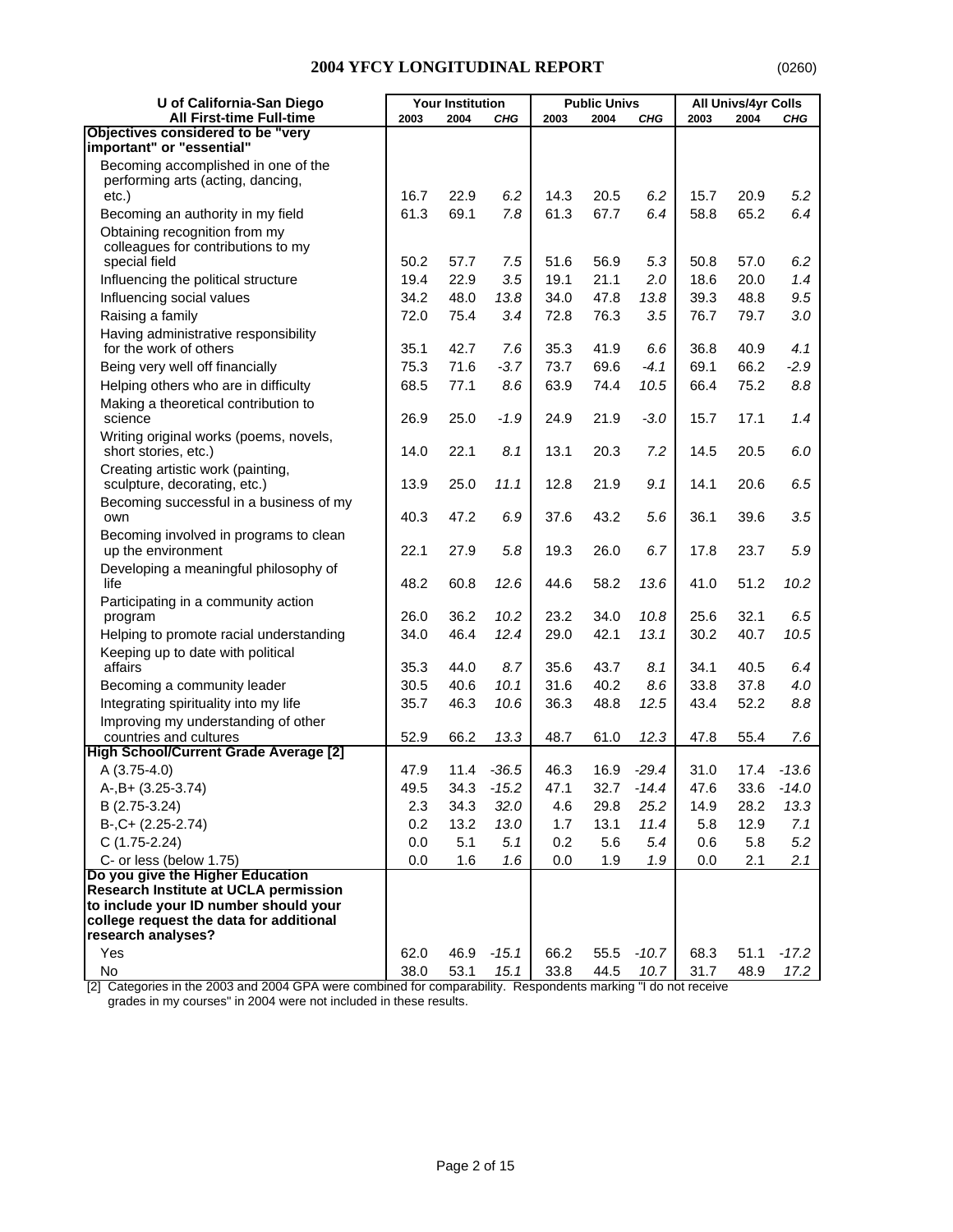## 2004 YFCY LONGITUDINAL REPORT

(0260)

| U of California-San Diego<br>All First-time Full-time | Your Institution | | | Public Univs | | | All Univs/4yr Colls | | |
|---|---|---|---|---|---|---|---|---|---|
| | 2003 | 2004 | CHG | 2003 | 2004 | CHG | 2003 | 2004 | CHG |
| **Objectives considered to be "very important" or "essential"** | | | | | | | | | |
| Becoming accomplished in one of the performing arts (acting, dancing, etc.) | 16.7 | 22.9 | *6.2* | 14.3 | 20.5 | *6.2* | 15.7 | 20.9 | *5.2* |
| Becoming an authority in my field | 61.3 | 69.1 | *7.8* | 61.3 | 67.7 | *6.4* | 58.8 | 65.2 | *6.4* |
| Obtaining recognition from my colleagues for contributions to my special field | 50.2 | 57.7 | *7.5* | 51.6 | 56.9 | *5.3* | 50.8 | 57.0 | *6.2* |
| Influencing the political structure | 19.4 | 22.9 | *3.5* | 19.1 | 21.1 | *2.0* | 18.6 | 20.0 | *1.4* |
| Influencing social values | 34.2 | 48.0 | *13.8* | 34.0 | 47.8 | *13.8* | 39.3 | 48.8 | *9.5* |
| Raising a family | 72.0 | 75.4 | *3.4* | 72.8 | 76.3 | *3.5* | 76.7 | 79.7 | *3.0* |
| Having administrative responsibility for the work of others | 35.1 | 42.7 | *7.6* | 35.3 | 41.9 | *6.6* | 36.8 | 40.9 | *4.1* |
| Being very well off financially | 75.3 | 71.6 | *-3.7* | 73.7 | 69.6 | *-4.1* | 69.1 | 66.2 | *-2.9* |
| Helping others who are in difficulty | 68.5 | 77.1 | *8.6* | 63.9 | 74.4 | *10.5* | 66.4 | 75.2 | *8.8* |
| Making a theoretical contribution to science | 26.9 | 25.0 | *-1.9* | 24.9 | 21.9 | *-3.0* | 15.7 | 17.1 | *1.4* |
| Writing original works (poems, novels, short stories, etc.) | 14.0 | 22.1 | *8.1* | 13.1 | 20.3 | *7.2* | 14.5 | 20.5 | *6.0* |
| Creating artistic work (painting, sculpture, decorating, etc.) | 13.9 | 25.0 | *11.1* | 12.8 | 21.9 | *9.1* | 14.1 | 20.6 | *6.5* |
| Becoming successful in a business of my own | 40.3 | 47.2 | *6.9* | 37.6 | 43.2 | *5.6* | 36.1 | 39.6 | *3.5* |
| Becoming involved in programs to clean up the environment | 22.1 | 27.9 | *5.8* | 19.3 | 26.0 | *6.7* | 17.8 | 23.7 | *5.9* |
| Developing a meaningful philosophy of life | 48.2 | 60.8 | *12.6* | 44.6 | 58.2 | *13.6* | 41.0 | 51.2 | *10.2* |
| Participating in a community action program | 26.0 | 36.2 | *10.2* | 23.2 | 34.0 | *10.8* | 25.6 | 32.1 | *6.5* |
| Helping to promote racial understanding | 34.0 | 46.4 | *12.4* | 29.0 | 42.1 | *13.1* | 30.2 | 40.7 | *10.5* |
| Keeping up to date with political affairs | 35.3 | 44.0 | *8.7* | 35.6 | 43.7 | *8.1* | 34.1 | 40.5 | *6.4* |
| Becoming a community leader | 30.5 | 40.6 | *10.1* | 31.6 | 40.2 | *8.6* | 33.8 | 37.8 | *4.0* |
| Integrating spirituality into my life | 35.7 | 46.3 | *10.6* | 36.3 | 48.8 | *12.5* | 43.4 | 52.2 | *8.8* |
| Improving my understanding of other countries and cultures | 52.9 | 66.2 | *13.3* | 48.7 | 61.0 | *12.3* | 47.8 | 55.4 | *7.6* |
| **High School/Current Grade Average [2]** | | | | | | | | | |
| A (3.75-4.0) | 47.9 | 11.4 | *-36.5* | 46.3 | 16.9 | *-29.4* | 31.0 | 17.4 | *-13.6* |
| A-,B+ (3.25-3.74) | 49.5 | 34.3 | *-15.2* | 47.1 | 32.7 | *-14.4* | 47.6 | 33.6 | *-14.0* |
| B (2.75-3.24) | 2.3 | 34.3 | *32.0* | 4.6 | 29.8 | *25.2* | 14.9 | 28.2 | *13.3* |
| B-,C+ (2.25-2.74) | 0.2 | 13.2 | *13.0* | 1.7 | 13.1 | *11.4* | 5.8 | 12.9 | *7.1* |
| C (1.75-2.24) | 0.0 | 5.1 | *5.1* | 0.2 | 5.6 | *5.4* | 0.6 | 5.8 | *5.2* |
| C- or less (below 1.75) | 0.0 | 1.6 | *1.6* | 0.0 | 1.9 | *1.9* | 0.0 | 2.1 | *2.1* |
| **Do you give the Higher Education Research Institute at UCLA permission to include your ID number should your college request the data for additional research analyses?** | | | | | | | | | |
| Yes | 62.0 | 46.9 | *-15.1* | 66.2 | 55.5 | *-10.7* | 68.3 | 51.1 | *-17.2* |
| No | 38.0 | 53.1 | *15.1* | 33.8 | 44.5 | *10.7* | 31.7 | 48.9 | *17.2* |

[2] Categories in the 2003 and 2004 GPA were combined for comparability. Respondents marking "I do not receive grades in my courses" in 2004 were not included in these results.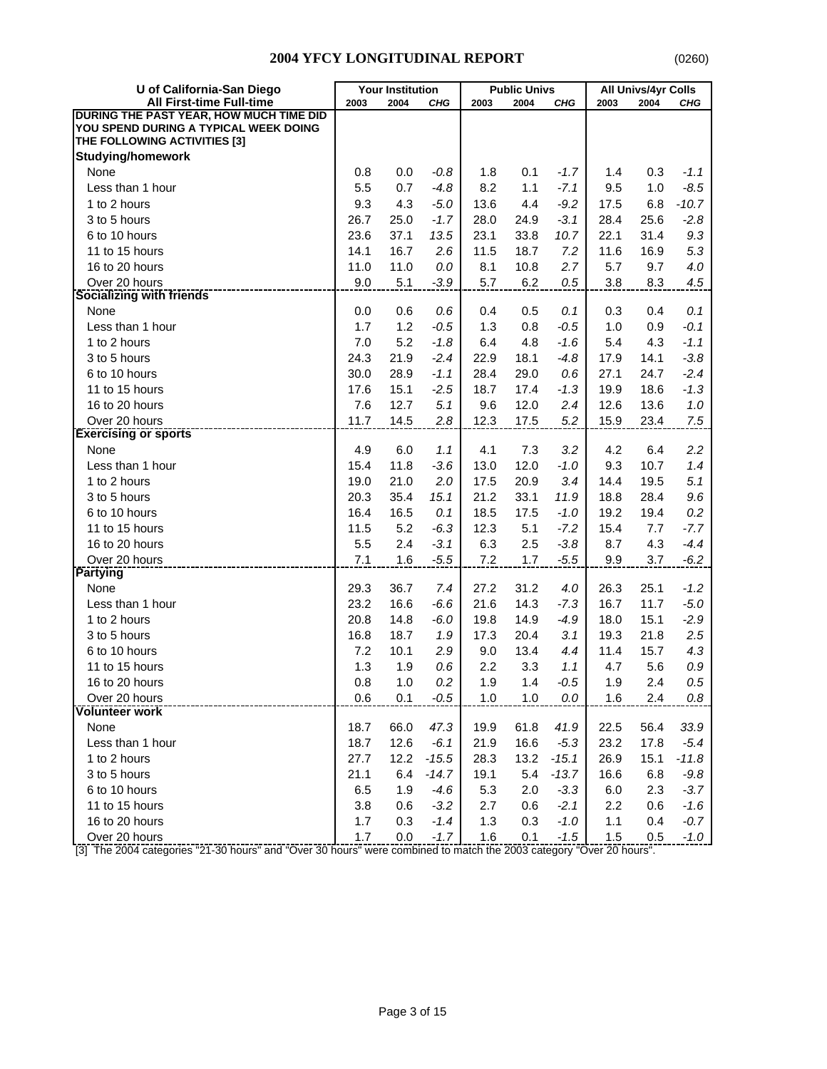# 2004 YFCY LONGITUDINAL REPORT

(0260)

| U of California-San Diego<br>All First-time Full-time | Your Institution | | | Public Univs | | | All Univs/4yr Colls | | |
|---|---|---|---|---|---|---|---|---|---|
| | 2003 | 2004 | *CHG* | 2003 | 2004 | *CHG* | 2003 | 2004 | *CHG* |
| **DURING THE PAST YEAR, HOW MUCH TIME DID YOU SPEND DURING A TYPICAL WEEK DOING THE FOLLOWING ACTIVITIES [3]** | | | | | | | | | |
| **Studying/homework** | | | | | | | | | |
| None | 0.8 | 0.0 | *-0.8* | 1.8 | 0.1 | *-1.7* | 1.4 | 0.3 | *-1.1* |
| Less than 1 hour | 5.5 | 0.7 | *-4.8* | 8.2 | 1.1 | *-7.1* | 9.5 | 1.0 | *-8.5* |
| 1 to 2 hours | 9.3 | 4.3 | *-5.0* | 13.6 | 4.4 | *-9.2* | 17.5 | 6.8 | *-10.7* |
| 3 to 5 hours | 26.7 | 25.0 | *-1.7* | 28.0 | 24.9 | *-3.1* | 28.4 | 25.6 | *-2.8* |
| 6 to 10 hours | 23.6 | 37.1 | *13.5* | 23.1 | 33.8 | *10.7* | 22.1 | 31.4 | *9.3* |
| 11 to 15 hours | 14.1 | 16.7 | *2.6* | 11.5 | 18.7 | *7.2* | 11.6 | 16.9 | *5.3* |
| 16 to 20 hours | 11.0 | 11.0 | *0.0* | 8.1 | 10.8 | *2.7* | 5.7 | 9.7 | *4.0* |
| Over 20 hours | 9.0 | 5.1 | *-3.9* | 5.7 | 6.2 | *0.5* | 3.8 | 8.3 | *4.5* |
| **Socializing with friends** | | | | | | | | | |
| None | 0.0 | 0.6 | *0.6* | 0.4 | 0.5 | *0.1* | 0.3 | 0.4 | *0.1* |
| Less than 1 hour | 1.7 | 1.2 | *-0.5* | 1.3 | 0.8 | *-0.5* | 1.0 | 0.9 | *-0.1* |
| 1 to 2 hours | 7.0 | 5.2 | *-1.8* | 6.4 | 4.8 | *-1.6* | 5.4 | 4.3 | *-1.1* |
| 3 to 5 hours | 24.3 | 21.9 | *-2.4* | 22.9 | 18.1 | *-4.8* | 17.9 | 14.1 | *-3.8* |
| 6 to 10 hours | 30.0 | 28.9 | *-1.1* | 28.4 | 29.0 | *0.6* | 27.1 | 24.7 | *-2.4* |
| 11 to 15 hours | 17.6 | 15.1 | *-2.5* | 18.7 | 17.4 | *-1.3* | 19.9 | 18.6 | *-1.3* |
| 16 to 20 hours | 7.6 | 12.7 | *5.1* | 9.6 | 12.0 | *2.4* | 12.6 | 13.6 | *1.0* |
| Over 20 hours | 11.7 | 14.5 | *2.8* | 12.3 | 17.5 | *5.2* | 15.9 | 23.4 | *7.5* |
| **Exercising or sports** | | | | | | | | | |
| None | 4.9 | 6.0 | *1.1* | 4.1 | 7.3 | *3.2* | 4.2 | 6.4 | *2.2* |
| Less than 1 hour | 15.4 | 11.8 | *-3.6* | 13.0 | 12.0 | *-1.0* | 9.3 | 10.7 | *1.4* |
| 1 to 2 hours | 19.0 | 21.0 | *2.0* | 17.5 | 20.9 | *3.4* | 14.4 | 19.5 | *5.1* |
| 3 to 5 hours | 20.3 | 35.4 | *15.1* | 21.2 | 33.1 | *11.9* | 18.8 | 28.4 | *9.6* |
| 6 to 10 hours | 16.4 | 16.5 | *0.1* | 18.5 | 17.5 | *-1.0* | 19.2 | 19.4 | *0.2* |
| 11 to 15 hours | 11.5 | 5.2 | *-6.3* | 12.3 | 5.1 | *-7.2* | 15.4 | 7.7 | *-7.7* |
| 16 to 20 hours | 5.5 | 2.4 | *-3.1* | 6.3 | 2.5 | *-3.8* | 8.7 | 4.3 | *-4.4* |
| Over 20 hours | 7.1 | 1.6 | *-5.5* | 7.2 | 1.7 | *-5.5* | 9.9 | 3.7 | *-6.2* |
| **Partying** | | | | | | | | | |
| None | 29.3 | 36.7 | *7.4* | 27.2 | 31.2 | *4.0* | 26.3 | 25.1 | *-1.2* |
| Less than 1 hour | 23.2 | 16.6 | *-6.6* | 21.6 | 14.3 | *-7.3* | 16.7 | 11.7 | *-5.0* |
| 1 to 2 hours | 20.8 | 14.8 | *-6.0* | 19.8 | 14.9 | *-4.9* | 18.0 | 15.1 | *-2.9* |
| 3 to 5 hours | 16.8 | 18.7 | *1.9* | 17.3 | 20.4 | *3.1* | 19.3 | 21.8 | *2.5* |
| 6 to 10 hours | 7.2 | 10.1 | *2.9* | 9.0 | 13.4 | *4.4* | 11.4 | 15.7 | *4.3* |
| 11 to 15 hours | 1.3 | 1.9 | *0.6* | 2.2 | 3.3 | *1.1* | 4.7 | 5.6 | *0.9* |
| 16 to 20 hours | 0.8 | 1.0 | *0.2* | 1.9 | 1.4 | *-0.5* | 1.9 | 2.4 | *0.5* |
| Over 20 hours | 0.6 | 0.1 | *-0.5* | 1.0 | 1.0 | *0.0* | 1.6 | 2.4 | *0.8* |
| **Volunteer work** | | | | | | | | | |
| None | 18.7 | 66.0 | *47.3* | 19.9 | 61.8 | *41.9* | 22.5 | 56.4 | *33.9* |
| Less than 1 hour | 18.7 | 12.6 | *-6.1* | 21.9 | 16.6 | *-5.3* | 23.2 | 17.8 | *-5.4* |
| 1 to 2 hours | 27.7 | 12.2 | *-15.5* | 28.3 | 13.2 | *-15.1* | 26.9 | 15.1 | *-11.8* |
| 3 to 5 hours | 21.1 | 6.4 | *-14.7* | 19.1 | 5.4 | *-13.7* | 16.6 | 6.8 | *-9.8* |
| 6 to 10 hours | 6.5 | 1.9 | *-4.6* | 5.3 | 2.0 | *-3.3* | 6.0 | 2.3 | *-3.7* |
| 11 to 15 hours | 3.8 | 0.6 | *-3.2* | 2.7 | 0.6 | *-2.1* | 2.2 | 0.6 | *-1.6* |
| 16 to 20 hours | 1.7 | 0.3 | *-1.4* | 1.3 | 0.3 | *-1.0* | 1.1 | 0.4 | *-0.7* |
| Over 20 hours | 1.7 | 0.0 | *-1.7* | 1.6 | 0.1 | *-1.5* | 1.5 | 0.5 | *-1.0* |

[3] The 2004 categories "21-30 hours" and "Over 30 hours" were combined to match the 2003 category "Over 20 hours".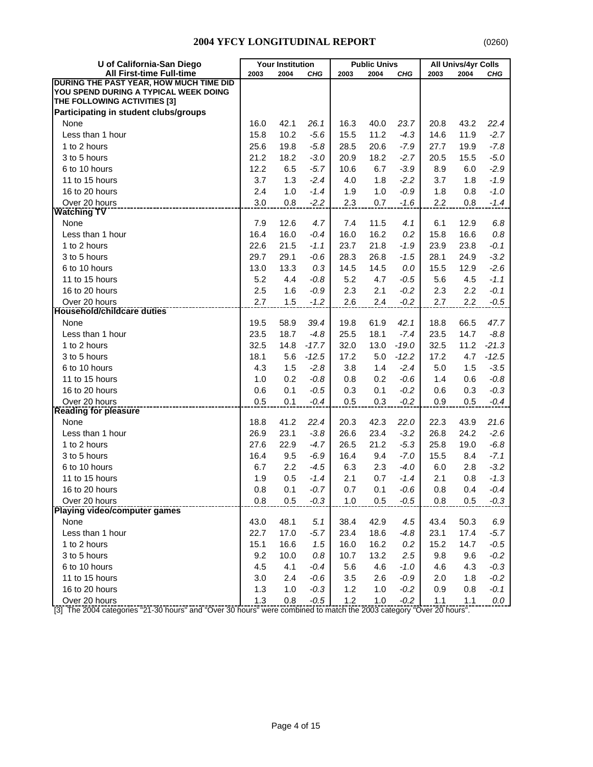# 2004 YFCY LONGITUDINAL REPORT

(0260)

| U of California-San Diego<br>All First-time Full-time | Your Institution | | | Public Univs | | | All Univs/4yr Colls | | |
|---|---|---|---|---|---|---|---|---|---|
| | 2003 | 2004 | CHG | 2003 | 2004 | CHG | 2003 | 2004 | CHG |
| **DURING THE PAST YEAR, HOW MUCH TIME DID YOU SPEND DURING A TYPICAL WEEK DOING THE FOLLOWING ACTIVITIES [3]** | | | | | | | | | |
| **Participating in student clubs/groups** | | | | | | | | | |
| None | 16.0 | 42.1 | *26.1* | 16.3 | 40.0 | *23.7* | 20.8 | 43.2 | *22.4* |
| Less than 1 hour | 15.8 | 10.2 | *-5.6* | 15.5 | 11.2 | *-4.3* | 14.6 | 11.9 | *-2.7* |
| 1 to 2 hours | 25.6 | 19.8 | *-5.8* | 28.5 | 20.6 | *-7.9* | 27.7 | 19.9 | *-7.8* |
| 3 to 5 hours | 21.2 | 18.2 | *-3.0* | 20.9 | 18.2 | *-2.7* | 20.5 | 15.5 | *-5.0* |
| 6 to 10 hours | 12.2 | 6.5 | *-5.7* | 10.6 | 6.7 | *-3.9* | 8.9 | 6.0 | *-2.9* |
| 11 to 15 hours | 3.7 | 1.3 | *-2.4* | 4.0 | 1.8 | *-2.2* | 3.7 | 1.8 | *-1.9* |
| 16 to 20 hours | 2.4 | 1.0 | *-1.4* | 1.9 | 1.0 | *-0.9* | 1.8 | 0.8 | *-1.0* |
| Over 20 hours | 3.0 | 0.8 | *-2.2* | 2.3 | 0.7 | *-1.6* | 2.2 | 0.8 | *-1.4* |
| **Watching TV** | | | | | | | | | |
| None | 7.9 | 12.6 | *4.7* | 7.4 | 11.5 | *4.1* | 6.1 | 12.9 | *6.8* |
| Less than 1 hour | 16.4 | 16.0 | *-0.4* | 16.0 | 16.2 | *0.2* | 15.8 | 16.6 | *0.8* |
| 1 to 2 hours | 22.6 | 21.5 | *-1.1* | 23.7 | 21.8 | *-1.9* | 23.9 | 23.8 | *-0.1* |
| 3 to 5 hours | 29.7 | 29.1 | *-0.6* | 28.3 | 26.8 | *-1.5* | 28.1 | 24.9 | *-3.2* |
| 6 to 10 hours | 13.0 | 13.3 | *0.3* | 14.5 | 14.5 | *0.0* | 15.5 | 12.9 | *-2.6* |
| 11 to 15 hours | 5.2 | 4.4 | *-0.8* | 5.2 | 4.7 | *-0.5* | 5.6 | 4.5 | *-1.1* |
| 16 to 20 hours | 2.5 | 1.6 | *-0.9* | 2.3 | 2.1 | *-0.2* | 2.3 | 2.2 | *-0.1* |
| Over 20 hours | 2.7 | 1.5 | *-1.2* | 2.6 | 2.4 | *-0.2* | 2.7 | 2.2 | *-0.5* |
| **Household/childcare duties** | | | | | | | | | |
| None | 19.5 | 58.9 | *39.4* | 19.8 | 61.9 | *42.1* | 18.8 | 66.5 | *47.7* |
| Less than 1 hour | 23.5 | 18.7 | *-4.8* | 25.5 | 18.1 | *-7.4* | 23.5 | 14.7 | *-8.8* |
| 1 to 2 hours | 32.5 | 14.8 | *-17.7* | 32.0 | 13.0 | *-19.0* | 32.5 | 11.2 | *-21.3* |
| 3 to 5 hours | 18.1 | 5.6 | *-12.5* | 17.2 | 5.0 | *-12.2* | 17.2 | 4.7 | *-12.5* |
| 6 to 10 hours | 4.3 | 1.5 | *-2.8* | 3.8 | 1.4 | *-2.4* | 5.0 | 1.5 | *-3.5* |
| 11 to 15 hours | 1.0 | 0.2 | *-0.8* | 0.8 | 0.2 | *-0.6* | 1.4 | 0.6 | *-0.8* |
| 16 to 20 hours | 0.6 | 0.1 | *-0.5* | 0.3 | 0.1 | *-0.2* | 0.6 | 0.3 | *-0.3* |
| Over 20 hours | 0.5 | 0.1 | *-0.4* | 0.5 | 0.3 | *-0.2* | 0.9 | 0.5 | *-0.4* |
| **Reading for pleasure** | | | | | | | | | |
| None | 18.8 | 41.2 | *22.4* | 20.3 | 42.3 | *22.0* | 22.3 | 43.9 | *21.6* |
| Less than 1 hour | 26.9 | 23.1 | *-3.8* | 26.6 | 23.4 | *-3.2* | 26.8 | 24.2 | *-2.6* |
| 1 to 2 hours | 27.6 | 22.9 | *-4.7* | 26.5 | 21.2 | *-5.3* | 25.8 | 19.0 | *-6.8* |
| 3 to 5 hours | 16.4 | 9.5 | *-6.9* | 16.4 | 9.4 | *-7.0* | 15.5 | 8.4 | *-7.1* |
| 6 to 10 hours | 6.7 | 2.2 | *-4.5* | 6.3 | 2.3 | *-4.0* | 6.0 | 2.8 | *-3.2* |
| 11 to 15 hours | 1.9 | 0.5 | *-1.4* | 2.1 | 0.7 | *-1.4* | 2.1 | 0.8 | *-1.3* |
| 16 to 20 hours | 0.8 | 0.1 | *-0.7* | 0.7 | 0.1 | *-0.6* | 0.8 | 0.4 | *-0.4* |
| Over 20 hours | 0.8 | 0.5 | *-0.3* | 1.0 | 0.5 | *-0.5* | 0.8 | 0.5 | *-0.3* |
| **Playing video/computer games** | | | | | | | | | |
| None | 43.0 | 48.1 | *5.1* | 38.4 | 42.9 | *4.5* | 43.4 | 50.3 | *6.9* |
| Less than 1 hour | 22.7 | 17.0 | *-5.7* | 23.4 | 18.6 | *-4.8* | 23.1 | 17.4 | *-5.7* |
| 1 to 2 hours | 15.1 | 16.6 | *1.5* | 16.0 | 16.2 | *0.2* | 15.2 | 14.7 | *-0.5* |
| 3 to 5 hours | 9.2 | 10.0 | *0.8* | 10.7 | 13.2 | *2.5* | 9.8 | 9.6 | *-0.2* |
| 6 to 10 hours | 4.5 | 4.1 | *-0.4* | 5.6 | 4.6 | *-1.0* | 4.6 | 4.3 | *-0.3* |
| 11 to 15 hours | 3.0 | 2.4 | *-0.6* | 3.5 | 2.6 | *-0.9* | 2.0 | 1.8 | *-0.2* |
| 16 to 20 hours | 1.3 | 1.0 | *-0.3* | 1.2 | 1.0 | *-0.2* | 0.9 | 0.8 | *-0.1* |
| Over 20 hours | 1.3 | 0.8 | *-0.5* | 1.2 | 1.0 | *-0.2* | 1.1 | 1.1 | *0.0* |

[3] The 2004 categories "21-30 hours" and "Over 30 hours" were combined to match the 2003 category "Over 20 hours".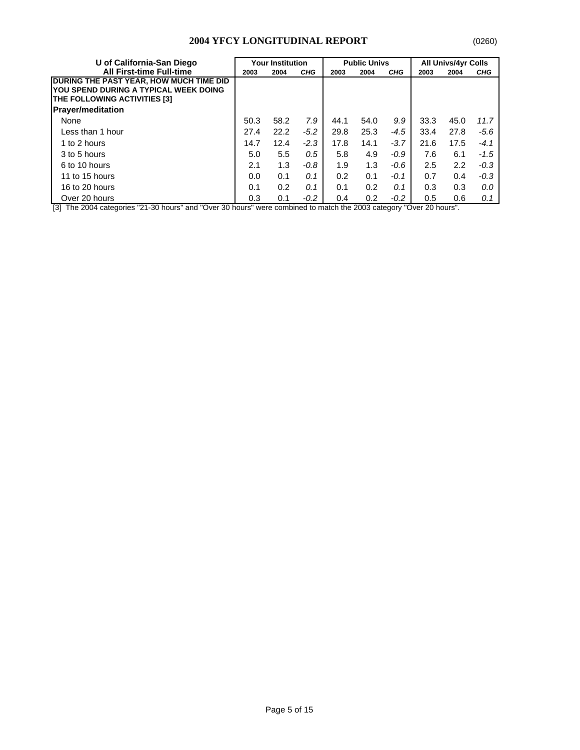# 2004 YFCY LONGITUDINAL REPORT

(0260)

| U of California-San Diego<br>All First-time Full-time | Your Institution | | | Public Univs | | | All Univs/4yr Colls | | |
|---|---|---|---|---|---|---|---|---|---|
| | 2003 | 2004 | *CHG* | 2003 | 2004 | *CHG* | 2003 | 2004 | *CHG* |
| **DURING THE PAST YEAR, HOW MUCH TIME DID YOU SPEND DURING A TYPICAL WEEK DOING THE FOLLOWING ACTIVITIES [3]** | | | | | | | | | |
| **Prayer/meditation** | | | | | | | | | |
| None | 50.3 | 58.2 | *7.9* | 44.1 | 54.0 | *9.9* | 33.3 | 45.0 | *11.7* |
| Less than 1 hour | 27.4 | 22.2 | *-5.2* | 29.8 | 25.3 | *-4.5* | 33.4 | 27.8 | *-5.6* |
| 1 to 2 hours | 14.7 | 12.4 | *-2.3* | 17.8 | 14.1 | *-3.7* | 21.6 | 17.5 | *-4.1* |
| 3 to 5 hours | 5.0 | 5.5 | *0.5* | 5.8 | 4.9 | *-0.9* | 7.6 | 6.1 | *-1.5* |
| 6 to 10 hours | 2.1 | 1.3 | *-0.8* | 1.9 | 1.3 | *-0.6* | 2.5 | 2.2 | *-0.3* |
| 11 to 15 hours | 0.0 | 0.1 | *0.1* | 0.2 | 0.1 | *-0.1* | 0.7 | 0.4 | *-0.3* |
| 16 to 20 hours | 0.1 | 0.2 | *0.1* | 0.1 | 0.2 | *0.1* | 0.3 | 0.3 | *0.0* |
| Over 20 hours | 0.3 | 0.1 | *-0.2* | 0.4 | 0.2 | *-0.2* | 0.5 | 0.6 | *0.1* |

[3] The 2004 categories "21-30 hours" and "Over 30 hours" were combined to match the 2003 category "Over 20 hours".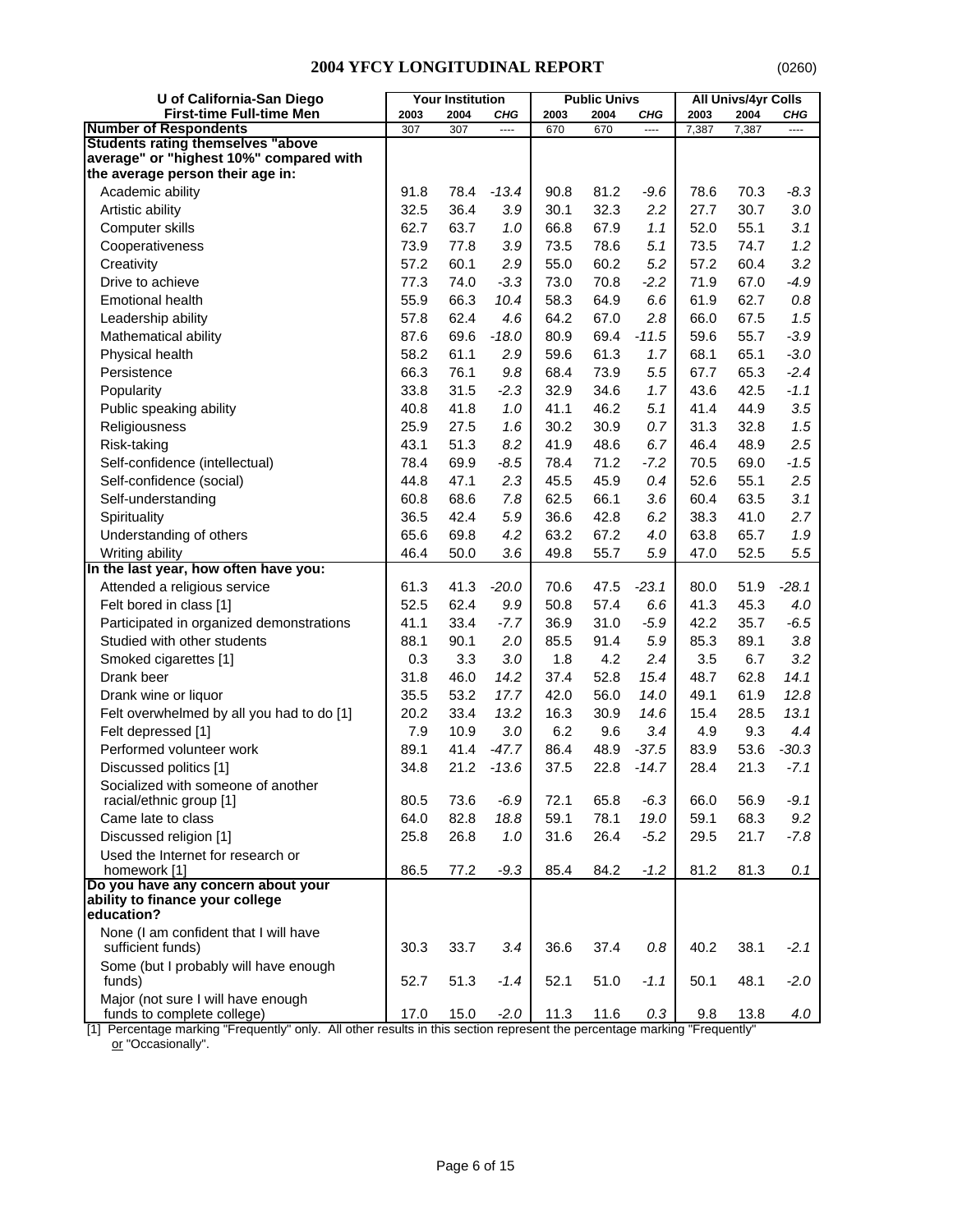## 2004 YFCY LONGITUDINAL REPORT

(0260)

| U of California-San Diego<br>First-time Full-time Men | Your Institution | | | Public Univs | | | All Univs/4yr Colls | | |
|---|---|---|---|---|---|---|---|---|---|
| | 2003 | 2004 | CHG | 2003 | 2004 | CHG | 2003 | 2004 | CHG |
| **Number of Respondents** | 307 | 307 | ---- | 670 | 670 | ---- | 7,387 | 7,387 | ---- |
| **Students rating themselves "above average" or "highest 10%" compared with the average person their age in:** | | | | | | | | | |
| Academic ability | 91.8 | 78.4 | *-13.4* | 90.8 | 81.2 | *-9.6* | 78.6 | 70.3 | *-8.3* |
| Artistic ability | 32.5 | 36.4 | *3.9* | 30.1 | 32.3 | *2.2* | 27.7 | 30.7 | *3.0* |
| Computer skills | 62.7 | 63.7 | *1.0* | 66.8 | 67.9 | *1.1* | 52.0 | 55.1 | *3.1* |
| Cooperativeness | 73.9 | 77.8 | *3.9* | 73.5 | 78.6 | *5.1* | 73.5 | 74.7 | *1.2* |
| Creativity | 57.2 | 60.1 | *2.9* | 55.0 | 60.2 | *5.2* | 57.2 | 60.4 | *3.2* |
| Drive to achieve | 77.3 | 74.0 | *-3.3* | 73.0 | 70.8 | *-2.2* | 71.9 | 67.0 | *-4.9* |
| Emotional health | 55.9 | 66.3 | *10.4* | 58.3 | 64.9 | *6.6* | 61.9 | 62.7 | *0.8* |
| Leadership ability | 57.8 | 62.4 | *4.6* | 64.2 | 67.0 | *2.8* | 66.0 | 67.5 | *1.5* |
| Mathematical ability | 87.6 | 69.6 | *-18.0* | 80.9 | 69.4 | *-11.5* | 59.6 | 55.7 | *-3.9* |
| Physical health | 58.2 | 61.1 | *2.9* | 59.6 | 61.3 | *1.7* | 68.1 | 65.1 | *-3.0* |
| Persistence | 66.3 | 76.1 | *9.8* | 68.4 | 73.9 | *5.5* | 67.7 | 65.3 | *-2.4* |
| Popularity | 33.8 | 31.5 | *-2.3* | 32.9 | 34.6 | *1.7* | 43.6 | 42.5 | *-1.1* |
| Public speaking ability | 40.8 | 41.8 | *1.0* | 41.1 | 46.2 | *5.1* | 41.4 | 44.9 | *3.5* |
| Religiousness | 25.9 | 27.5 | *1.6* | 30.2 | 30.9 | *0.7* | 31.3 | 32.8 | *1.5* |
| Risk-taking | 43.1 | 51.3 | *8.2* | 41.9 | 48.6 | *6.7* | 46.4 | 48.9 | *2.5* |
| Self-confidence (intellectual) | 78.4 | 69.9 | *-8.5* | 78.4 | 71.2 | *-7.2* | 70.5 | 69.0 | *-1.5* |
| Self-confidence (social) | 44.8 | 47.1 | *2.3* | 45.5 | 45.9 | *0.4* | 52.6 | 55.1 | *2.5* |
| Self-understanding | 60.8 | 68.6 | *7.8* | 62.5 | 66.1 | *3.6* | 60.4 | 63.5 | *3.1* |
| Spirituality | 36.5 | 42.4 | *5.9* | 36.6 | 42.8 | *6.2* | 38.3 | 41.0 | *2.7* |
| Understanding of others | 65.6 | 69.8 | *4.2* | 63.2 | 67.2 | *4.0* | 63.8 | 65.7 | *1.9* |
| Writing ability | 46.4 | 50.0 | *3.6* | 49.8 | 55.7 | *5.9* | 47.0 | 52.5 | *5.5* |
| **In the last year, how often have you:** | | | | | | | | | |
| Attended a religious service | 61.3 | 41.3 | *-20.0* | 70.6 | 47.5 | *-23.1* | 80.0 | 51.9 | *-28.1* |
| Felt bored in class [1] | 52.5 | 62.4 | *9.9* | 50.8 | 57.4 | *6.6* | 41.3 | 45.3 | *4.0* |
| Participated in organized demonstrations | 41.1 | 33.4 | *-7.7* | 36.9 | 31.0 | *-5.9* | 42.2 | 35.7 | *-6.5* |
| Studied with other students | 88.1 | 90.1 | *2.0* | 85.5 | 91.4 | *5.9* | 85.3 | 89.1 | *3.8* |
| Smoked cigarettes [1] | 0.3 | 3.3 | *3.0* | 1.8 | 4.2 | *2.4* | 3.5 | 6.7 | *3.2* |
| Drank beer | 31.8 | 46.0 | *14.2* | 37.4 | 52.8 | *15.4* | 48.7 | 62.8 | *14.1* |
| Drank wine or liquor | 35.5 | 53.2 | *17.7* | 42.0 | 56.0 | *14.0* | 49.1 | 61.9 | *12.8* |
| Felt overwhelmed by all you had to do [1] | 20.2 | 33.4 | *13.2* | 16.3 | 30.9 | *14.6* | 15.4 | 28.5 | *13.1* |
| Felt depressed [1] | 7.9 | 10.9 | *3.0* | 6.2 | 9.6 | *3.4* | 4.9 | 9.3 | *4.4* |
| Performed volunteer work | 89.1 | 41.4 | *-47.7* | 86.4 | 48.9 | *-37.5* | 83.9 | 53.6 | *-30.3* |
| Discussed politics [1] | 34.8 | 21.2 | *-13.6* | 37.5 | 22.8 | *-14.7* | 28.4 | 21.3 | *-7.1* |
| Socialized with someone of another racial/ethnic group [1] | 80.5 | 73.6 | *-6.9* | 72.1 | 65.8 | *-6.3* | 66.0 | 56.9 | *-9.1* |
| Came late to class | 64.0 | 82.8 | *18.8* | 59.1 | 78.1 | *19.0* | 59.1 | 68.3 | *9.2* |
| Discussed religion [1] | 25.8 | 26.8 | *1.0* | 31.6 | 26.4 | *-5.2* | 29.5 | 21.7 | *-7.8* |
| Used the Internet for research or homework [1] | 86.5 | 77.2 | *-9.3* | 85.4 | 84.2 | *-1.2* | 81.2 | 81.3 | *0.1* |
| **Do you have any concern about your ability to finance your college education?** | | | | | | | | | |
| None (I am confident that I will have sufficient funds) | 30.3 | 33.7 | *3.4* | 36.6 | 37.4 | *0.8* | 40.2 | 38.1 | *-2.1* |
| Some (but I probably will have enough funds) | 52.7 | 51.3 | *-1.4* | 52.1 | 51.0 | *-1.1* | 50.1 | 48.1 | *-2.0* |
| Major (not sure I will have enough funds to complete college) | 17.0 | 15.0 | *-2.0* | 11.3 | 11.6 | *0.3* | 9.8 | 13.8 | *4.0* |

[1] Percentage marking "Frequently" only. All other results in this section represent the percentage marking "Frequently" or "Occasionally".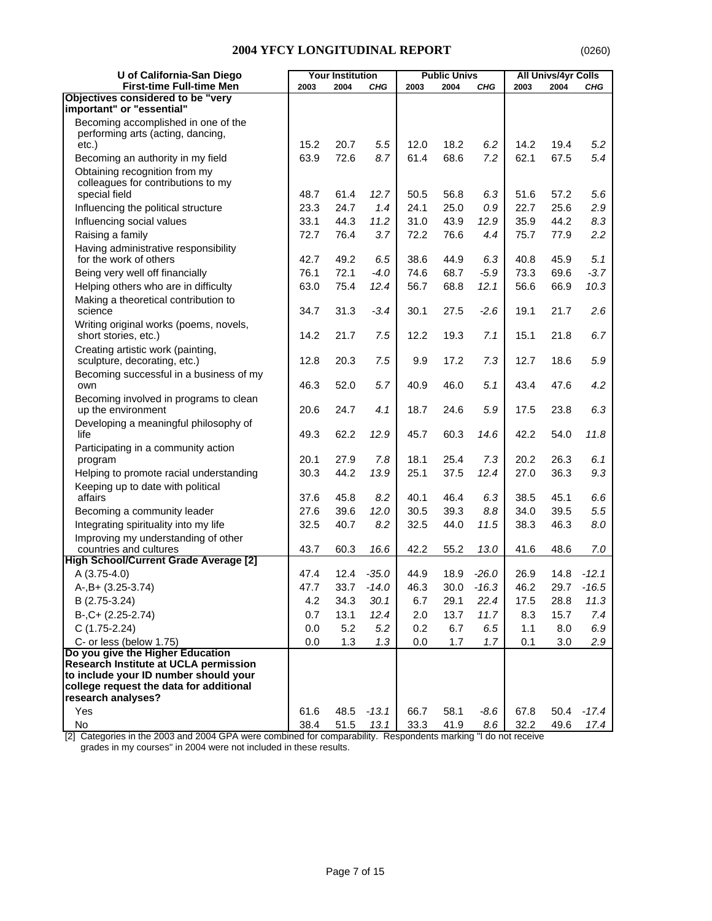## 2004 YFCY LONGITUDINAL REPORT

(0260)

| U of California-San Diego First-time Full-time Men | Your Institution | | | Public Univs | | | All Univs/4yr Colls | | |
|---|---|---|---|---|---|---|---|---|---|
| | 2003 | 2004 | CHG | 2003 | 2004 | CHG | 2003 | 2004 | CHG |
| **Objectives considered to be "very important" or "essential"** | | | | | | | | | |
| Becoming accomplished in one of the performing arts (acting, dancing, etc.) | 15.2 | 20.7 | *5.5* | 12.0 | 18.2 | *6.2* | 14.2 | 19.4 | *5.2* |
| Becoming an authority in my field | 63.9 | 72.6 | *8.7* | 61.4 | 68.6 | *7.2* | 62.1 | 67.5 | *5.4* |
| Obtaining recognition from my colleagues for contributions to my special field | 48.7 | 61.4 | *12.7* | 50.5 | 56.8 | *6.3* | 51.6 | 57.2 | *5.6* |
| Influencing the political structure | 23.3 | 24.7 | *1.4* | 24.1 | 25.0 | *0.9* | 22.7 | 25.6 | *2.9* |
| Influencing social values | 33.1 | 44.3 | *11.2* | 31.0 | 43.9 | *12.9* | 35.9 | 44.2 | *8.3* |
| Raising a family | 72.7 | 76.4 | *3.7* | 72.2 | 76.6 | *4.4* | 75.7 | 77.9 | *2.2* |
| Having administrative responsibility for the work of others | 42.7 | 49.2 | *6.5* | 38.6 | 44.9 | *6.3* | 40.8 | 45.9 | *5.1* |
| Being very well off financially | 76.1 | 72.1 | *-4.0* | 74.6 | 68.7 | *-5.9* | 73.3 | 69.6 | *-3.7* |
| Helping others who are in difficulty | 63.0 | 75.4 | *12.4* | 56.7 | 68.8 | *12.1* | 56.6 | 66.9 | *10.3* |
| Making a theoretical contribution to science | 34.7 | 31.3 | *-3.4* | 30.1 | 27.5 | *-2.6* | 19.1 | 21.7 | *2.6* |
| Writing original works (poems, novels, short stories, etc.) | 14.2 | 21.7 | *7.5* | 12.2 | 19.3 | *7.1* | 15.1 | 21.8 | *6.7* |
| Creating artistic work (painting, sculpture, decorating, etc.) | 12.8 | 20.3 | *7.5* | 9.9 | 17.2 | *7.3* | 12.7 | 18.6 | *5.9* |
| Becoming successful in a business of my own | 46.3 | 52.0 | *5.7* | 40.9 | 46.0 | *5.1* | 43.4 | 47.6 | *4.2* |
| Becoming involved in programs to clean up the environment | 20.6 | 24.7 | *4.1* | 18.7 | 24.6 | *5.9* | 17.5 | 23.8 | *6.3* |
| Developing a meaningful philosophy of life | 49.3 | 62.2 | *12.9* | 45.7 | 60.3 | *14.6* | 42.2 | 54.0 | *11.8* |
| Participating in a community action program | 20.1 | 27.9 | *7.8* | 18.1 | 25.4 | *7.3* | 20.2 | 26.3 | *6.1* |
| Helping to promote racial understanding | 30.3 | 44.2 | *13.9* | 25.1 | 37.5 | *12.4* | 27.0 | 36.3 | *9.3* |
| Keeping up to date with political affairs | 37.6 | 45.8 | *8.2* | 40.1 | 46.4 | *6.3* | 38.5 | 45.1 | *6.6* |
| Becoming a community leader | 27.6 | 39.6 | *12.0* | 30.5 | 39.3 | *8.8* | 34.0 | 39.5 | *5.5* |
| Integrating spirituality into my life | 32.5 | 40.7 | *8.2* | 32.5 | 44.0 | *11.5* | 38.3 | 46.3 | *8.0* |
| Improving my understanding of other countries and cultures | 43.7 | 60.3 | *16.6* | 42.2 | 55.2 | *13.0* | 41.6 | 48.6 | *7.0* |
| **High School/Current Grade Average [2]** | | | | | | | | | |
| A (3.75-4.0) | 47.4 | 12.4 | *-35.0* | 44.9 | 18.9 | *-26.0* | 26.9 | 14.8 | *-12.1* |
| A-,B+ (3.25-3.74) | 47.7 | 33.7 | *-14.0* | 46.3 | 30.0 | *-16.3* | 46.2 | 29.7 | *-16.5* |
| B (2.75-3.24) | 4.2 | 34.3 | *30.1* | 6.7 | 29.1 | *22.4* | 17.5 | 28.8 | *11.3* |
| B-,C+ (2.25-2.74) | 0.7 | 13.1 | *12.4* | 2.0 | 13.7 | *11.7* | 8.3 | 15.7 | *7.4* |
| C (1.75-2.24) | 0.0 | 5.2 | *5.2* | 0.2 | 6.7 | *6.5* | 1.1 | 8.0 | *6.9* |
| C- or less (below 1.75) | 0.0 | 1.3 | *1.3* | 0.0 | 1.7 | *1.7* | 0.1 | 3.0 | *2.9* |
| **Do you give the Higher Education Research Institute at UCLA permission to include your ID number should your college request the data for additional research analyses?** | | | | | | | | | |
| Yes | 61.6 | 48.5 | *-13.1* | 66.7 | 58.1 | *-8.6* | 67.8 | 50.4 | *-17.4* |
| No | 38.4 | 51.5 | *13.1* | 33.3 | 41.9 | *8.6* | 32.2 | 49.6 | *17.4* |

[2] Categories in the 2003 and 2004 GPA were combined for comparability. Respondents marking "I do not receive grades in my courses" in 2004 were not included in these results.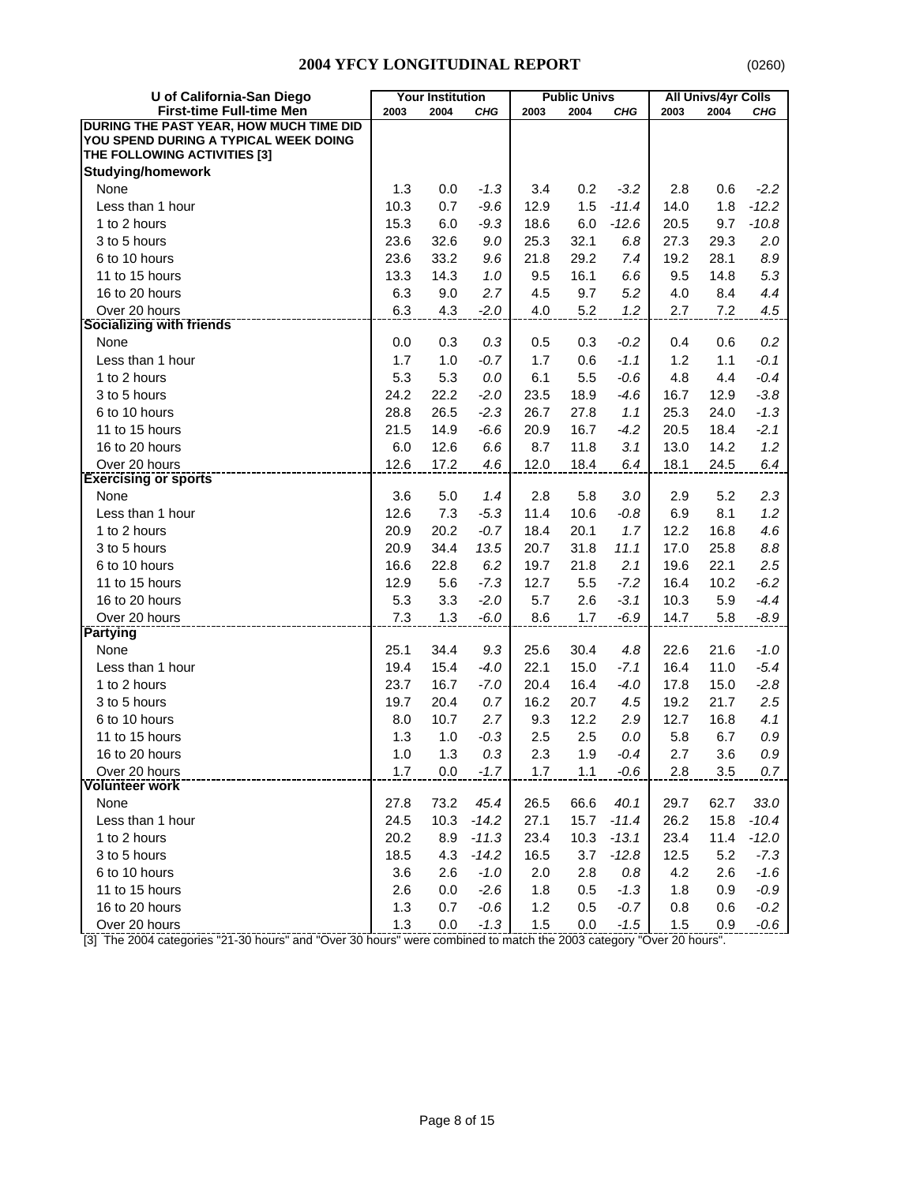# 2004 YFCY LONGITUDINAL REPORT

(0260)

| U of California-San Diego First-time Full-time Men | Your Institution | | | Public Univs | | | All Univs/4yr Colls | | |
|---|---|---|---|---|---|---|---|---|---|
| | 2003 | 2004 | CHG | 2003 | 2004 | CHG | 2003 | 2004 | CHG |
| **DURING THE PAST YEAR, HOW MUCH TIME DID YOU SPEND DURING A TYPICAL WEEK DOING THE FOLLOWING ACTIVITIES [3]** | | | | | | | | | |
| **Studying/homework** | | | | | | | | | |
| None | 1.3 | 0.0 | *-1.3* | 3.4 | 0.2 | *-3.2* | 2.8 | 0.6 | *-2.2* |
| Less than 1 hour | 10.3 | 0.7 | *-9.6* | 12.9 | 1.5 | *-11.4* | 14.0 | 1.8 | *-12.2* |
| 1 to 2 hours | 15.3 | 6.0 | *-9.3* | 18.6 | 6.0 | *-12.6* | 20.5 | 9.7 | *-10.8* |
| 3 to 5 hours | 23.6 | 32.6 | *9.0* | 25.3 | 32.1 | *6.8* | 27.3 | 29.3 | *2.0* |
| 6 to 10 hours | 23.6 | 33.2 | *9.6* | 21.8 | 29.2 | *7.4* | 19.2 | 28.1 | *8.9* |
| 11 to 15 hours | 13.3 | 14.3 | *1.0* | 9.5 | 16.1 | *6.6* | 9.5 | 14.8 | *5.3* |
| 16 to 20 hours | 6.3 | 9.0 | *2.7* | 4.5 | 9.7 | *5.2* | 4.0 | 8.4 | *4.4* |
| Over 20 hours | 6.3 | 4.3 | *-2.0* | 4.0 | 5.2 | *1.2* | 2.7 | 7.2 | *4.5* |
| **Socializing with friends** | | | | | | | | | |
| None | 0.0 | 0.3 | *0.3* | 0.5 | 0.3 | *-0.2* | 0.4 | 0.6 | *0.2* |
| Less than 1 hour | 1.7 | 1.0 | *-0.7* | 1.7 | 0.6 | *-1.1* | 1.2 | 1.1 | *-0.1* |
| 1 to 2 hours | 5.3 | 5.3 | *0.0* | 6.1 | 5.5 | *-0.6* | 4.8 | 4.4 | *-0.4* |
| 3 to 5 hours | 24.2 | 22.2 | *-2.0* | 23.5 | 18.9 | *-4.6* | 16.7 | 12.9 | *-3.8* |
| 6 to 10 hours | 28.8 | 26.5 | *-2.3* | 26.7 | 27.8 | *1.1* | 25.3 | 24.0 | *-1.3* |
| 11 to 15 hours | 21.5 | 14.9 | *-6.6* | 20.9 | 16.7 | *-4.2* | 20.5 | 18.4 | *-2.1* |
| 16 to 20 hours | 6.0 | 12.6 | *6.6* | 8.7 | 11.8 | *3.1* | 13.0 | 14.2 | *1.2* |
| Over 20 hours | 12.6 | 17.2 | *4.6* | 12.0 | 18.4 | *6.4* | 18.1 | 24.5 | *6.4* |
| **Exercising or sports** | | | | | | | | | |
| None | 3.6 | 5.0 | *1.4* | 2.8 | 5.8 | *3.0* | 2.9 | 5.2 | *2.3* |
| Less than 1 hour | 12.6 | 7.3 | *-5.3* | 11.4 | 10.6 | *-0.8* | 6.9 | 8.1 | *1.2* |
| 1 to 2 hours | 20.9 | 20.2 | *-0.7* | 18.4 | 20.1 | *1.7* | 12.2 | 16.8 | *4.6* |
| 3 to 5 hours | 20.9 | 34.4 | *13.5* | 20.7 | 31.8 | *11.1* | 17.0 | 25.8 | *8.8* |
| 6 to 10 hours | 16.6 | 22.8 | *6.2* | 19.7 | 21.8 | *2.1* | 19.6 | 22.1 | *2.5* |
| 11 to 15 hours | 12.9 | 5.6 | *-7.3* | 12.7 | 5.5 | *-7.2* | 16.4 | 10.2 | *-6.2* |
| 16 to 20 hours | 5.3 | 3.3 | *-2.0* | 5.7 | 2.6 | *-3.1* | 10.3 | 5.9 | *-4.4* |
| Over 20 hours | 7.3 | 1.3 | *-6.0* | 8.6 | 1.7 | *-6.9* | 14.7 | 5.8 | *-8.9* |
| **Partying** | | | | | | | | | |
| None | 25.1 | 34.4 | *9.3* | 25.6 | 30.4 | *4.8* | 22.6 | 21.6 | *-1.0* |
| Less than 1 hour | 19.4 | 15.4 | *-4.0* | 22.1 | 15.0 | *-7.1* | 16.4 | 11.0 | *-5.4* |
| 1 to 2 hours | 23.7 | 16.7 | *-7.0* | 20.4 | 16.4 | *-4.0* | 17.8 | 15.0 | *-2.8* |
| 3 to 5 hours | 19.7 | 20.4 | *0.7* | 16.2 | 20.7 | *4.5* | 19.2 | 21.7 | *2.5* |
| 6 to 10 hours | 8.0 | 10.7 | *2.7* | 9.3 | 12.2 | *2.9* | 12.7 | 16.8 | *4.1* |
| 11 to 15 hours | 1.3 | 1.0 | *-0.3* | 2.5 | 2.5 | *0.0* | 5.8 | 6.7 | *0.9* |
| 16 to 20 hours | 1.0 | 1.3 | *0.3* | 2.3 | 1.9 | *-0.4* | 2.7 | 3.6 | *0.9* |
| Over 20 hours | 1.7 | 0.0 | *-1.7* | 1.7 | 1.1 | *-0.6* | 2.8 | 3.5 | *0.7* |
| **Volunteer work** | | | | | | | | | |
| None | 27.8 | 73.2 | *45.4* | 26.5 | 66.6 | *40.1* | 29.7 | 62.7 | *33.0* |
| Less than 1 hour | 24.5 | 10.3 | *-14.2* | 27.1 | 15.7 | *-11.4* | 26.2 | 15.8 | *-10.4* |
| 1 to 2 hours | 20.2 | 8.9 | *-11.3* | 23.4 | 10.3 | *-13.1* | 23.4 | 11.4 | *-12.0* |
| 3 to 5 hours | 18.5 | 4.3 | *-14.2* | 16.5 | 3.7 | *-12.8* | 12.5 | 5.2 | *-7.3* |
| 6 to 10 hours | 3.6 | 2.6 | *-1.0* | 2.0 | 2.8 | *0.8* | 4.2 | 2.6 | *-1.6* |
| 11 to 15 hours | 2.6 | 0.0 | *-2.6* | 1.8 | 0.5 | *-1.3* | 1.8 | 0.9 | *-0.9* |
| 16 to 20 hours | 1.3 | 0.7 | *-0.6* | 1.2 | 0.5 | *-0.7* | 0.8 | 0.6 | *-0.2* |
| Over 20 hours | 1.3 | 0.0 | *-1.3* | 1.5 | 0.0 | *-1.5* | 1.5 | 0.9 | *-0.6* |

[3] The 2004 categories "21-30 hours" and "Over 30 hours" were combined to match the 2003 category "Over 20 hours".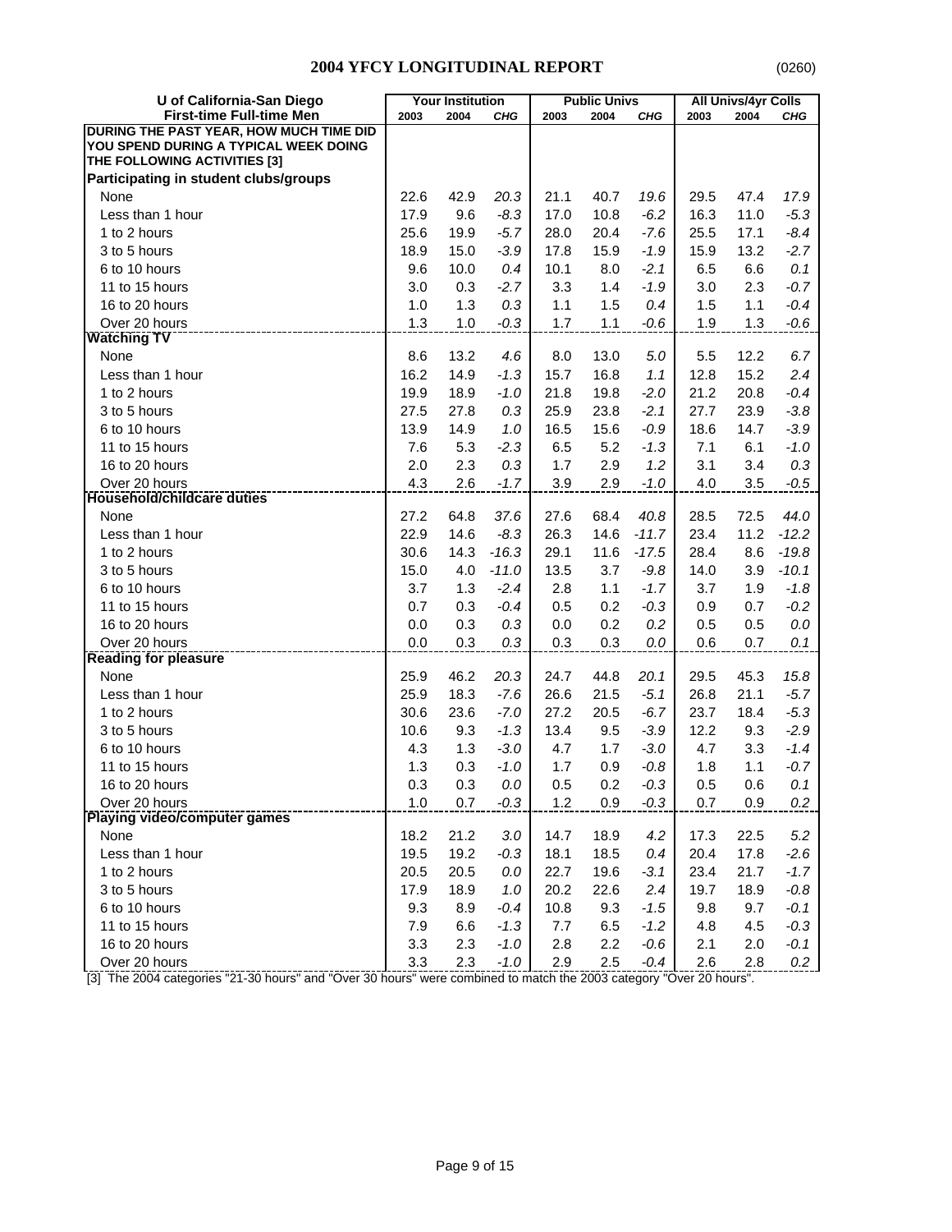## 2004 YFCY LONGITUDINAL REPORT

(0260)

| U of California-San Diego<br>First-time Full-time Men | Your Institution | | | Public Univs | | | All Univs/4yr Colls | | |
|---|---|---|---|---|---|---|---|---|---|
| | 2003 | 2004 | CHG | 2003 | 2004 | CHG | 2003 | 2004 | CHG |
| **DURING THE PAST YEAR, HOW MUCH TIME DID YOU SPEND DURING A TYPICAL WEEK DOING THE FOLLOWING ACTIVITIES [3]** | | | | | | | | | |
| **Participating in student clubs/groups** | | | | | | | | | |
| None | 22.6 | 42.9 | *20.3* | 21.1 | 40.7 | *19.6* | 29.5 | 47.4 | *17.9* |
| Less than 1 hour | 17.9 | 9.6 | *-8.3* | 17.0 | 10.8 | *-6.2* | 16.3 | 11.0 | *-5.3* |
| 1 to 2 hours | 25.6 | 19.9 | *-5.7* | 28.0 | 20.4 | *-7.6* | 25.5 | 17.1 | *-8.4* |
| 3 to 5 hours | 18.9 | 15.0 | *-3.9* | 17.8 | 15.9 | *-1.9* | 15.9 | 13.2 | *-2.7* |
| 6 to 10 hours | 9.6 | 10.0 | *0.4* | 10.1 | 8.0 | *-2.1* | 6.5 | 6.6 | *0.1* |
| 11 to 15 hours | 3.0 | 0.3 | *-2.7* | 3.3 | 1.4 | *-1.9* | 3.0 | 2.3 | *-0.7* |
| 16 to 20 hours | 1.0 | 1.3 | *0.3* | 1.1 | 1.5 | *0.4* | 1.5 | 1.1 | *-0.4* |
| Over 20 hours | 1.3 | 1.0 | *-0.3* | 1.7 | 1.1 | *-0.6* | 1.9 | 1.3 | *-0.6* |
| **Watching TV** | | | | | | | | | |
| None | 8.6 | 13.2 | *4.6* | 8.0 | 13.0 | *5.0* | 5.5 | 12.2 | *6.7* |
| Less than 1 hour | 16.2 | 14.9 | *-1.3* | 15.7 | 16.8 | *1.1* | 12.8 | 15.2 | *2.4* |
| 1 to 2 hours | 19.9 | 18.9 | *-1.0* | 21.8 | 19.8 | *-2.0* | 21.2 | 20.8 | *-0.4* |
| 3 to 5 hours | 27.5 | 27.8 | *0.3* | 25.9 | 23.8 | *-2.1* | 27.7 | 23.9 | *-3.8* |
| 6 to 10 hours | 13.9 | 14.9 | *1.0* | 16.5 | 15.6 | *-0.9* | 18.6 | 14.7 | *-3.9* |
| 11 to 15 hours | 7.6 | 5.3 | *-2.3* | 6.5 | 5.2 | *-1.3* | 7.1 | 6.1 | *-1.0* |
| 16 to 20 hours | 2.0 | 2.3 | *0.3* | 1.7 | 2.9 | *1.2* | 3.1 | 3.4 | *0.3* |
| Over 20 hours | 4.3 | 2.6 | *-1.7* | 3.9 | 2.9 | *-1.0* | 4.0 | 3.5 | *-0.5* |
| **Household/childcare duties** | | | | | | | | | |
| None | 27.2 | 64.8 | *37.6* | 27.6 | 68.4 | *40.8* | 28.5 | 72.5 | *44.0* |
| Less than 1 hour | 22.9 | 14.6 | *-8.3* | 26.3 | 14.6 | *-11.7* | 23.4 | 11.2 | *-12.2* |
| 1 to 2 hours | 30.6 | 14.3 | *-16.3* | 29.1 | 11.6 | *-17.5* | 28.4 | 8.6 | *-19.8* |
| 3 to 5 hours | 15.0 | 4.0 | *-11.0* | 13.5 | 3.7 | *-9.8* | 14.0 | 3.9 | *-10.1* |
| 6 to 10 hours | 3.7 | 1.3 | *-2.4* | 2.8 | 1.1 | *-1.7* | 3.7 | 1.9 | *-1.8* |
| 11 to 15 hours | 0.7 | 0.3 | *-0.4* | 0.5 | 0.2 | *-0.3* | 0.9 | 0.7 | *-0.2* |
| 16 to 20 hours | 0.0 | 0.3 | *0.3* | 0.0 | 0.2 | *0.2* | 0.5 | 0.5 | *0.0* |
| Over 20 hours | 0.0 | 0.3 | *0.3* | 0.3 | 0.3 | *0.0* | 0.6 | 0.7 | *0.1* |
| **Reading for pleasure** | | | | | | | | | |
| None | 25.9 | 46.2 | *20.3* | 24.7 | 44.8 | *20.1* | 29.5 | 45.3 | *15.8* |
| Less than 1 hour | 25.9 | 18.3 | *-7.6* | 26.6 | 21.5 | *-5.1* | 26.8 | 21.1 | *-5.7* |
| 1 to 2 hours | 30.6 | 23.6 | *-7.0* | 27.2 | 20.5 | *-6.7* | 23.7 | 18.4 | *-5.3* |
| 3 to 5 hours | 10.6 | 9.3 | *-1.3* | 13.4 | 9.5 | *-3.9* | 12.2 | 9.3 | *-2.9* |
| 6 to 10 hours | 4.3 | 1.3 | *-3.0* | 4.7 | 1.7 | *-3.0* | 4.7 | 3.3 | *-1.4* |
| 11 to 15 hours | 1.3 | 0.3 | *-1.0* | 1.7 | 0.9 | *-0.8* | 1.8 | 1.1 | *-0.7* |
| 16 to 20 hours | 0.3 | 0.3 | *0.0* | 0.5 | 0.2 | *-0.3* | 0.5 | 0.6 | *0.1* |
| Over 20 hours | 1.0 | 0.7 | *-0.3* | 1.2 | 0.9 | *-0.3* | 0.7 | 0.9 | *0.2* |
| **Playing video/computer games** | | | | | | | | | |
| None | 18.2 | 21.2 | *3.0* | 14.7 | 18.9 | *4.2* | 17.3 | 22.5 | *5.2* |
| Less than 1 hour | 19.5 | 19.2 | *-0.3* | 18.1 | 18.5 | *0.4* | 20.4 | 17.8 | *-2.6* |
| 1 to 2 hours | 20.5 | 20.5 | *0.0* | 22.7 | 19.6 | *-3.1* | 23.4 | 21.7 | *-1.7* |
| 3 to 5 hours | 17.9 | 18.9 | *1.0* | 20.2 | 22.6 | *2.4* | 19.7 | 18.9 | *-0.8* |
| 6 to 10 hours | 9.3 | 8.9 | *-0.4* | 10.8 | 9.3 | *-1.5* | 9.8 | 9.7 | *-0.1* |
| 11 to 15 hours | 7.9 | 6.6 | *-1.3* | 7.7 | 6.5 | *-1.2* | 4.8 | 4.5 | *-0.3* |
| 16 to 20 hours | 3.3 | 2.3 | *-1.0* | 2.8 | 2.2 | *-0.6* | 2.1 | 2.0 | *-0.1* |
| Over 20 hours | 3.3 | 2.3 | *-1.0* | 2.9 | 2.5 | *-0.4* | 2.6 | 2.8 | *0.2* |

[3] The 2004 categories "21-30 hours" and "Over 30 hours" were combined to match the 2003 category "Over 20 hours".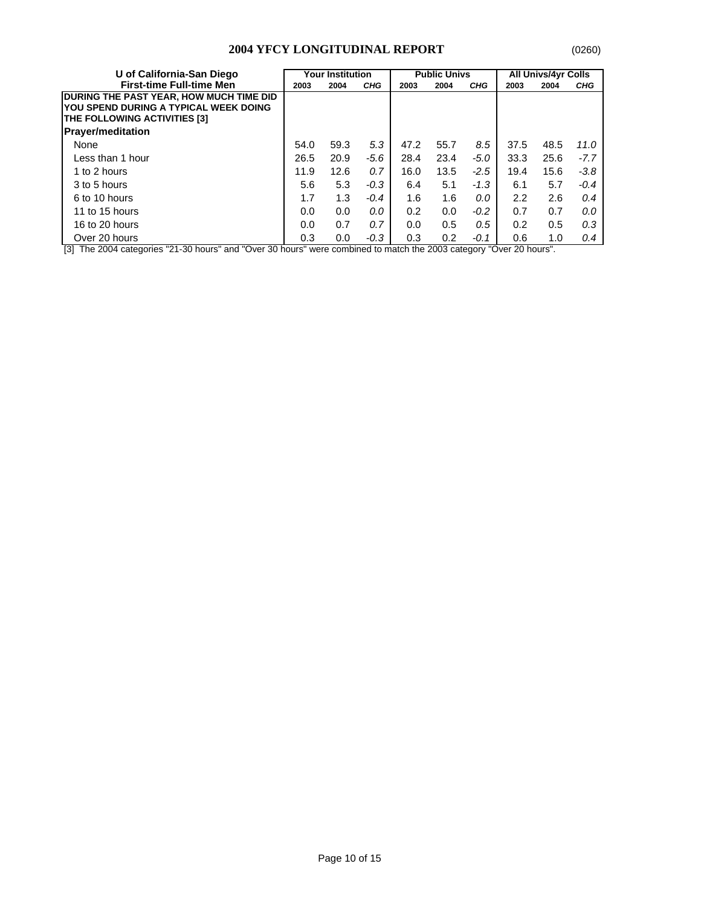## 2004 YFCY LONGITUDINAL REPORT

(0260)

| U of California-San Diego<br>First-time Full-time Men | Your Institution | | | Public Univs | | | All Univs/4yr Colls | | |
|---|---|---|---|---|---|---|---|---|---|
| | 2003 | 2004 | *CHG* | 2003 | 2004 | *CHG* | 2003 | 2004 | *CHG* |
| **DURING THE PAST YEAR, HOW MUCH TIME DID YOU SPEND DURING A TYPICAL WEEK DOING THE FOLLOWING ACTIVITIES [3]** | | | | | | | | | |
| **Prayer/meditation** | | | | | | | | | |
| None | 54.0 | 59.3 | *5.3* | 47.2 | 55.7 | *8.5* | 37.5 | 48.5 | *11.0* |
| Less than 1 hour | 26.5 | 20.9 | *-5.6* | 28.4 | 23.4 | *-5.0* | 33.3 | 25.6 | *-7.7* |
| 1 to 2 hours | 11.9 | 12.6 | *0.7* | 16.0 | 13.5 | *-2.5* | 19.4 | 15.6 | *-3.8* |
| 3 to 5 hours | 5.6 | 5.3 | *-0.3* | 6.4 | 5.1 | *-1.3* | 6.1 | 5.7 | *-0.4* |
| 6 to 10 hours | 1.7 | 1.3 | *-0.4* | 1.6 | 1.6 | *0.0* | 2.2 | 2.6 | *0.4* |
| 11 to 15 hours | 0.0 | 0.0 | *0.0* | 0.2 | 0.0 | *-0.2* | 0.7 | 0.7 | *0.0* |
| 16 to 20 hours | 0.0 | 0.7 | *0.7* | 0.0 | 0.5 | *0.5* | 0.2 | 0.5 | *0.3* |
| Over 20 hours | 0.3 | 0.0 | *-0.3* | 0.3 | 0.2 | *-0.1* | 0.6 | 1.0 | *0.4* |

[3] The 2004 categories "21-30 hours" and "Over 30 hours" were combined to match the 2003 category "Over 20 hours".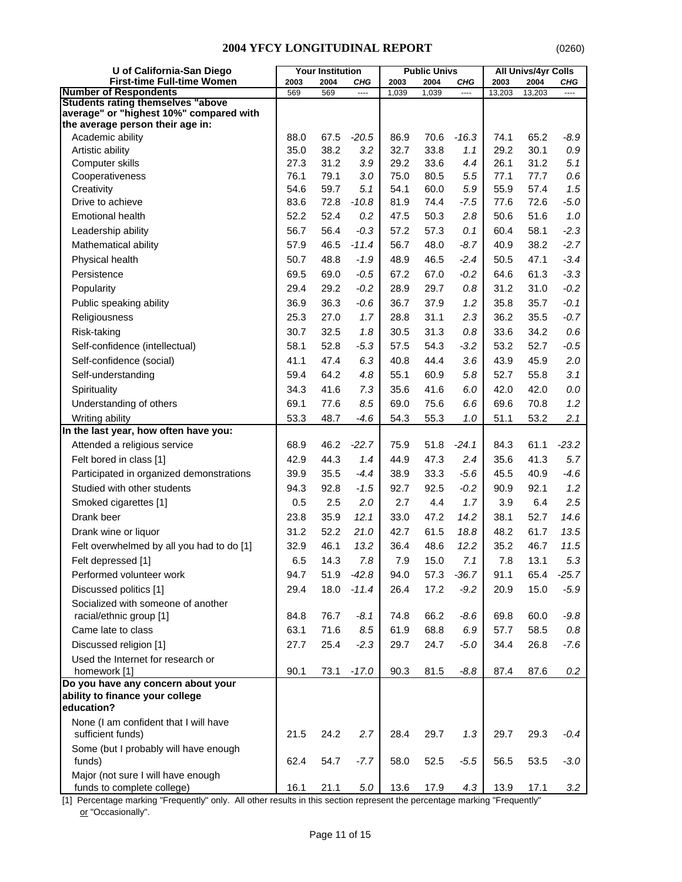## 2004 YFCY LONGITUDINAL REPORT

(0260)

| U of California-San Diego First-time Full-time Women | Your Institution | | | Public Univs | | | All Univs/4yr Colls | | |
|---|---|---|---|---|---|---|---|---|---|
| | 2003 | 2004 | *CHG* | 2003 | 2004 | *CHG* | 2003 | 2004 | *CHG* |
| **Number of Respondents** | 569 | 569 | ---- | 1,039 | 1,039 | ---- | 13,203 | 13,203 | ---- |
| **Students rating themselves "above average" or "highest 10%" compared with the average person their age in:** | | | | | | | | | |
| Academic ability | 88.0 | 67.5 | *-20.5* | 86.9 | 70.6 | *-16.3* | 74.1 | 65.2 | *-8.9* |
| Artistic ability | 35.0 | 38.2 | *3.2* | 32.7 | 33.8 | *1.1* | 29.2 | 30.1 | *0.9* |
| Computer skills | 27.3 | 31.2 | *3.9* | 29.2 | 33.6 | *4.4* | 26.1 | 31.2 | *5.1* |
| Cooperativeness | 76.1 | 79.1 | *3.0* | 75.0 | 80.5 | *5.5* | 77.1 | 77.7 | *0.6* |
| Creativity | 54.6 | 59.7 | *5.1* | 54.1 | 60.0 | *5.9* | 55.9 | 57.4 | *1.5* |
| Drive to achieve | 83.6 | 72.8 | *-10.8* | 81.9 | 74.4 | *-7.5* | 77.6 | 72.6 | *-5.0* |
| Emotional health | 52.2 | 52.4 | *0.2* | 47.5 | 50.3 | *2.8* | 50.6 | 51.6 | *1.0* |
| Leadership ability | 56.7 | 56.4 | *-0.3* | 57.2 | 57.3 | *0.1* | 60.4 | 58.1 | *-2.3* |
| Mathematical ability | 57.9 | 46.5 | *-11.4* | 56.7 | 48.0 | *-8.7* | 40.9 | 38.2 | *-2.7* |
| Physical health | 50.7 | 48.8 | *-1.9* | 48.9 | 46.5 | *-2.4* | 50.5 | 47.1 | *-3.4* |
| Persistence | 69.5 | 69.0 | *-0.5* | 67.2 | 67.0 | *-0.2* | 64.6 | 61.3 | *-3.3* |
| Popularity | 29.4 | 29.2 | *-0.2* | 28.9 | 29.7 | *0.8* | 31.2 | 31.0 | *-0.2* |
| Public speaking ability | 36.9 | 36.3 | *-0.6* | 36.7 | 37.9 | *1.2* | 35.8 | 35.7 | *-0.1* |
| Religiousness | 25.3 | 27.0 | *1.7* | 28.8 | 31.1 | *2.3* | 36.2 | 35.5 | *-0.7* |
| Risk-taking | 30.7 | 32.5 | *1.8* | 30.5 | 31.3 | *0.8* | 33.6 | 34.2 | *0.6* |
| Self-confidence (intellectual) | 58.1 | 52.8 | *-5.3* | 57.5 | 54.3 | *-3.2* | 53.2 | 52.7 | *-0.5* |
| Self-confidence (social) | 41.1 | 47.4 | *6.3* | 40.8 | 44.4 | *3.6* | 43.9 | 45.9 | *2.0* |
| Self-understanding | 59.4 | 64.2 | *4.8* | 55.1 | 60.9 | *5.8* | 52.7 | 55.8 | *3.1* |
| Spirituality | 34.3 | 41.6 | *7.3* | 35.6 | 41.6 | *6.0* | 42.0 | 42.0 | *0.0* |
| Understanding of others | 69.1 | 77.6 | *8.5* | 69.0 | 75.6 | *6.6* | 69.6 | 70.8 | *1.2* |
| Writing ability | 53.3 | 48.7 | *-4.6* | 54.3 | 55.3 | *1.0* | 51.1 | 53.2 | *2.1* |
| **In the last year, how often have you:** | | | | | | | | | |
| Attended a religious service | 68.9 | 46.2 | *-22.7* | 75.9 | 51.8 | *-24.1* | 84.3 | 61.1 | *-23.2* |
| Felt bored in class [1] | 42.9 | 44.3 | *1.4* | 44.9 | 47.3 | *2.4* | 35.6 | 41.3 | *5.7* |
| Participated in organized demonstrations | 39.9 | 35.5 | *-4.4* | 38.9 | 33.3 | *-5.6* | 45.5 | 40.9 | *-4.6* |
| Studied with other students | 94.3 | 92.8 | *-1.5* | 92.7 | 92.5 | *-0.2* | 90.9 | 92.1 | *1.2* |
| Smoked cigarettes [1] | 0.5 | 2.5 | *2.0* | 2.7 | 4.4 | *1.7* | 3.9 | 6.4 | *2.5* |
| Drank beer | 23.8 | 35.9 | *12.1* | 33.0 | 47.2 | *14.2* | 38.1 | 52.7 | *14.6* |
| Drank wine or liquor | 31.2 | 52.2 | *21.0* | 42.7 | 61.5 | *18.8* | 48.2 | 61.7 | *13.5* |
| Felt overwhelmed by all you had to do [1] | 32.9 | 46.1 | *13.2* | 36.4 | 48.6 | *12.2* | 35.2 | 46.7 | *11.5* |
| Felt depressed [1] | 6.5 | 14.3 | *7.8* | 7.9 | 15.0 | *7.1* | 7.8 | 13.1 | *5.3* |
| Performed volunteer work | 94.7 | 51.9 | *-42.8* | 94.0 | 57.3 | *-36.7* | 91.1 | 65.4 | *-25.7* |
| Discussed politics [1] | 29.4 | 18.0 | *-11.4* | 26.4 | 17.2 | *-9.2* | 20.9 | 15.0 | *-5.9* |
| Socialized with someone of another racial/ethnic group [1] | 84.8 | 76.7 | *-8.1* | 74.8 | 66.2 | *-8.6* | 69.8 | 60.0 | *-9.8* |
| Came late to class | 63.1 | 71.6 | *8.5* | 61.9 | 68.8 | *6.9* | 57.7 | 58.5 | *0.8* |
| Discussed religion [1] | 27.7 | 25.4 | *-2.3* | 29.7 | 24.7 | *-5.0* | 34.4 | 26.8 | *-7.6* |
| Used the Internet for research or homework [1] | 90.1 | 73.1 | *-17.0* | 90.3 | 81.5 | *-8.8* | 87.4 | 87.6 | *0.2* |
| **Do you have any concern about your ability to finance your college education?** | | | | | | | | | |
| None (I am confident that I will have sufficient funds) | 21.5 | 24.2 | *2.7* | 28.4 | 29.7 | *1.3* | 29.7 | 29.3 | *-0.4* |
| Some (but I probably will have enough funds) | 62.4 | 54.7 | *-7.7* | 58.0 | 52.5 | *-5.5* | 56.5 | 53.5 | *-3.0* |
| Major (not sure I will have enough funds to complete college) | 16.1 | 21.1 | *5.0* | 13.6 | 17.9 | *4.3* | 13.9 | 17.1 | *3.2* |

[1] Percentage marking "Frequently" only. All other results in this section represent the percentage marking "Frequently" <u>or</u> "Occasionally".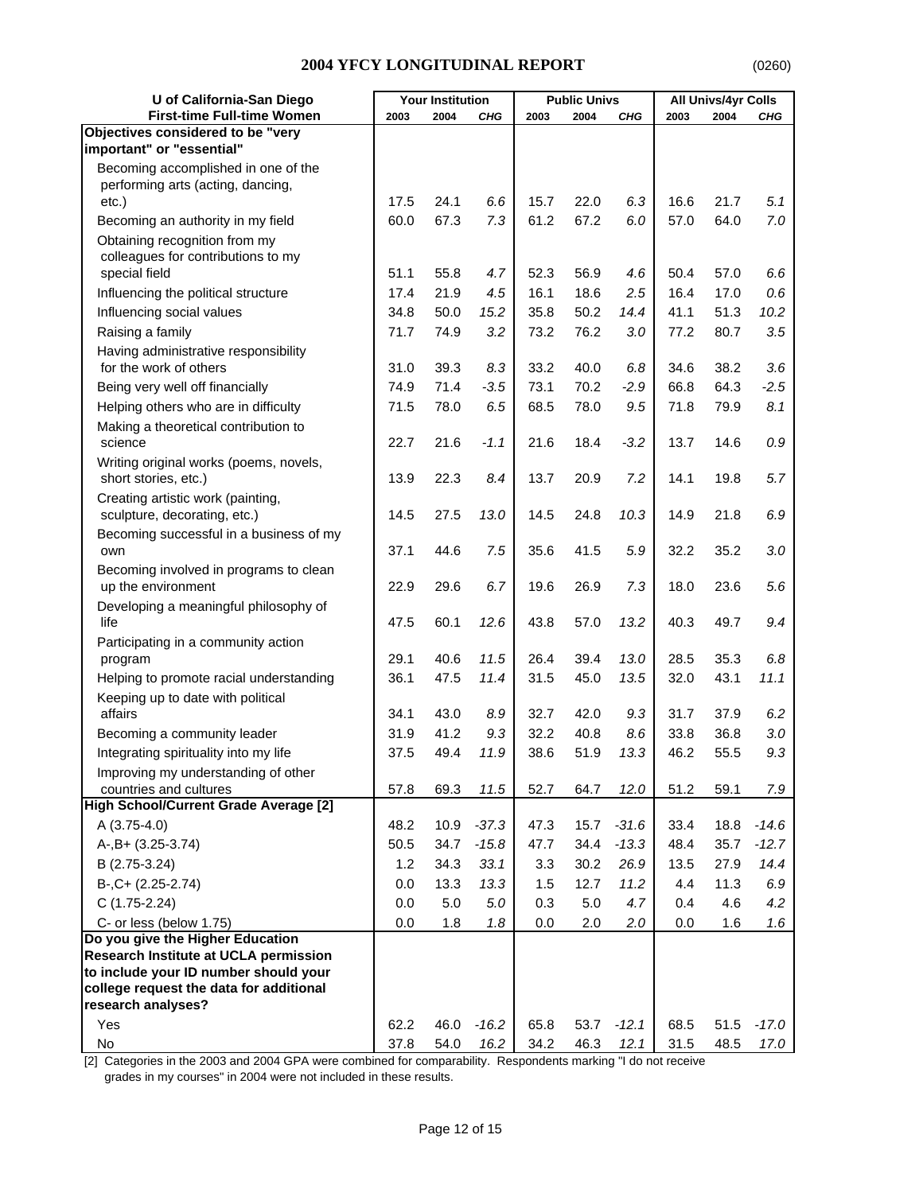# 2004 YFCY LONGITUDINAL REPORT

(0260)

| U of California-San Diego<br>First-time Full-time Women | Your Institution | | | Public Univs | | | All Univs/4yr Colls | | |
|---|---|---|---|---|---|---|---|---|---|
| | 2003 | 2004 | CHG | 2003 | 2004 | CHG | 2003 | 2004 | CHG |
| **Objectives considered to be "very important" or "essential"** | | | | | | | | | |
| Becoming accomplished in one of the performing arts (acting, dancing, etc.) | 17.5 | 24.1 | *6.6* | 15.7 | 22.0 | *6.3* | 16.6 | 21.7 | *5.1* |
| Becoming an authority in my field | 60.0 | 67.3 | *7.3* | 61.2 | 67.2 | *6.0* | 57.0 | 64.0 | *7.0* |
| Obtaining recognition from my colleagues for contributions to my special field | 51.1 | 55.8 | *4.7* | 52.3 | 56.9 | *4.6* | 50.4 | 57.0 | *6.6* |
| Influencing the political structure | 17.4 | 21.9 | *4.5* | 16.1 | 18.6 | *2.5* | 16.4 | 17.0 | *0.6* |
| Influencing social values | 34.8 | 50.0 | *15.2* | 35.8 | 50.2 | *14.4* | 41.1 | 51.3 | *10.2* |
| Raising a family | 71.7 | 74.9 | *3.2* | 73.2 | 76.2 | *3.0* | 77.2 | 80.7 | *3.5* |
| Having administrative responsibility for the work of others | 31.0 | 39.3 | *8.3* | 33.2 | 40.0 | *6.8* | 34.6 | 38.2 | *3.6* |
| Being very well off financially | 74.9 | 71.4 | *-3.5* | 73.1 | 70.2 | *-2.9* | 66.8 | 64.3 | *-2.5* |
| Helping others who are in difficulty | 71.5 | 78.0 | *6.5* | 68.5 | 78.0 | *9.5* | 71.8 | 79.9 | *8.1* |
| Making a theoretical contribution to science | 22.7 | 21.6 | *-1.1* | 21.6 | 18.4 | *-3.2* | 13.7 | 14.6 | *0.9* |
| Writing original works (poems, novels, short stories, etc.) | 13.9 | 22.3 | *8.4* | 13.7 | 20.9 | *7.2* | 14.1 | 19.8 | *5.7* |
| Creating artistic work (painting, sculpture, decorating, etc.) | 14.5 | 27.5 | *13.0* | 14.5 | 24.8 | *10.3* | 14.9 | 21.8 | *6.9* |
| Becoming successful in a business of my own | 37.1 | 44.6 | *7.5* | 35.6 | 41.5 | *5.9* | 32.2 | 35.2 | *3.0* |
| Becoming involved in programs to clean up the environment | 22.9 | 29.6 | *6.7* | 19.6 | 26.9 | *7.3* | 18.0 | 23.6 | *5.6* |
| Developing a meaningful philosophy of life | 47.5 | 60.1 | *12.6* | 43.8 | 57.0 | *13.2* | 40.3 | 49.7 | *9.4* |
| Participating in a community action program | 29.1 | 40.6 | *11.5* | 26.4 | 39.4 | *13.0* | 28.5 | 35.3 | *6.8* |
| Helping to promote racial understanding | 36.1 | 47.5 | *11.4* | 31.5 | 45.0 | *13.5* | 32.0 | 43.1 | *11.1* |
| Keeping up to date with political affairs | 34.1 | 43.0 | *8.9* | 32.7 | 42.0 | *9.3* | 31.7 | 37.9 | *6.2* |
| Becoming a community leader | 31.9 | 41.2 | *9.3* | 32.2 | 40.8 | *8.6* | 33.8 | 36.8 | *3.0* |
| Integrating spirituality into my life | 37.5 | 49.4 | *11.9* | 38.6 | 51.9 | *13.3* | 46.2 | 55.5 | *9.3* |
| Improving my understanding of other countries and cultures | 57.8 | 69.3 | *11.5* | 52.7 | 64.7 | *12.0* | 51.2 | 59.1 | *7.9* |
| **High School/Current Grade Average [2]** | | | | | | | | | |
| A (3.75-4.0) | 48.2 | 10.9 | *-37.3* | 47.3 | 15.7 | *-31.6* | 33.4 | 18.8 | *-14.6* |
| A-,B+ (3.25-3.74) | 50.5 | 34.7 | *-15.8* | 47.7 | 34.4 | *-13.3* | 48.4 | 35.7 | *-12.7* |
| B (2.75-3.24) | 1.2 | 34.3 | *33.1* | 3.3 | 30.2 | *26.9* | 13.5 | 27.9 | *14.4* |
| B-,C+ (2.25-2.74) | 0.0 | 13.3 | *13.3* | 1.5 | 12.7 | *11.2* | 4.4 | 11.3 | *6.9* |
| C (1.75-2.24) | 0.0 | 5.0 | *5.0* | 0.3 | 5.0 | *4.7* | 0.4 | 4.6 | *4.2* |
| C- or less (below 1.75) | 0.0 | 1.8 | *1.8* | 0.0 | 2.0 | *2.0* | 0.0 | 1.6 | *1.6* |
| **Do you give the Higher Education Research Institute at UCLA permission to include your ID number should your college request the data for additional research analyses?** | | | | | | | | | |
| Yes | 62.2 | 46.0 | *-16.2* | 65.8 | 53.7 | *-12.1* | 68.5 | 51.5 | *-17.0* |
| No | 37.8 | 54.0 | *16.2* | 34.2 | 46.3 | *12.1* | 31.5 | 48.5 | *17.0* |

[2] Categories in the 2003 and 2004 GPA were combined for comparability. Respondents marking "I do not receive grades in my courses" in 2004 were not included in these results.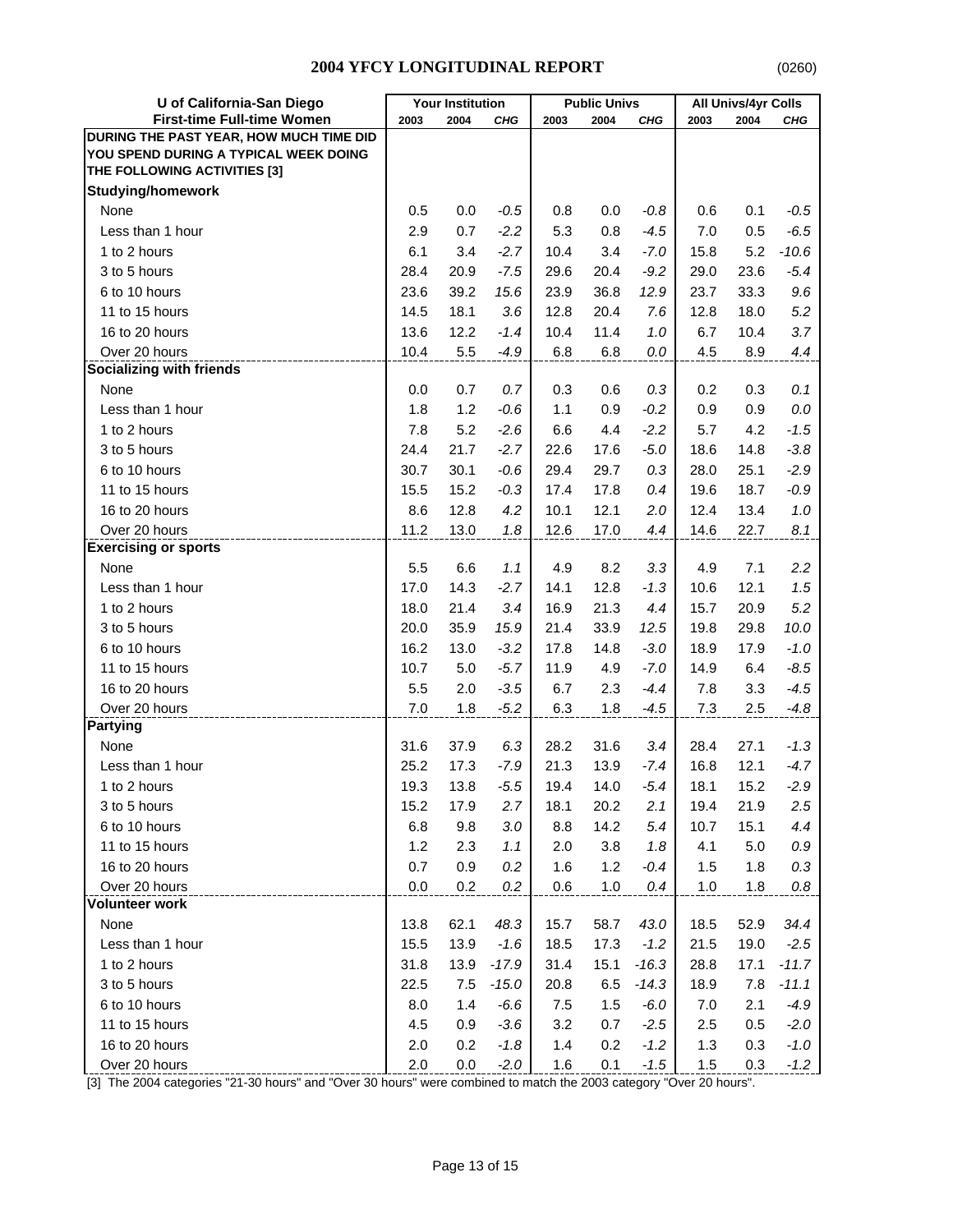# 2004 YFCY LONGITUDINAL REPORT

(0260)

| U of California-San Diego | Your Institution | | | Public Univs | | | All Univs/4yr Colls | | |
|---|---|---|---|---|---|---|---|---|---|
| **First-time Full-time Women** | 2003 | 2004 | *CHG* | 2003 | 2004 | *CHG* | 2003 | 2004 | *CHG* |
| **DURING THE PAST YEAR, HOW MUCH TIME DID YOU SPEND DURING A TYPICAL WEEK DOING THE FOLLOWING ACTIVITIES [3]** | | | | | | | | | |
| **Studying/homework** | | | | | | | | | |
| None | 0.5 | 0.0 | *-0.5* | 0.8 | 0.0 | *-0.8* | 0.6 | 0.1 | *-0.5* |
| Less than 1 hour | 2.9 | 0.7 | *-2.2* | 5.3 | 0.8 | *-4.5* | 7.0 | 0.5 | *-6.5* |
| 1 to 2 hours | 6.1 | 3.4 | *-2.7* | 10.4 | 3.4 | *-7.0* | 15.8 | 5.2 | *-10.6* |
| 3 to 5 hours | 28.4 | 20.9 | *-7.5* | 29.6 | 20.4 | *-9.2* | 29.0 | 23.6 | *-5.4* |
| 6 to 10 hours | 23.6 | 39.2 | *15.6* | 23.9 | 36.8 | *12.9* | 23.7 | 33.3 | *9.6* |
| 11 to 15 hours | 14.5 | 18.1 | *3.6* | 12.8 | 20.4 | *7.6* | 12.8 | 18.0 | *5.2* |
| 16 to 20 hours | 13.6 | 12.2 | *-1.4* | 10.4 | 11.4 | *1.0* | 6.7 | 10.4 | *3.7* |
| Over 20 hours | 10.4 | 5.5 | *-4.9* | 6.8 | 6.8 | *0.0* | 4.5 | 8.9 | *4.4* |
| **Socializing with friends** | | | | | | | | | |
| None | 0.0 | 0.7 | *0.7* | 0.3 | 0.6 | *0.3* | 0.2 | 0.3 | *0.1* |
| Less than 1 hour | 1.8 | 1.2 | *-0.6* | 1.1 | 0.9 | *-0.2* | 0.9 | 0.9 | *0.0* |
| 1 to 2 hours | 7.8 | 5.2 | *-2.6* | 6.6 | 4.4 | *-2.2* | 5.7 | 4.2 | *-1.5* |
| 3 to 5 hours | 24.4 | 21.7 | *-2.7* | 22.6 | 17.6 | *-5.0* | 18.6 | 14.8 | *-3.8* |
| 6 to 10 hours | 30.7 | 30.1 | *-0.6* | 29.4 | 29.7 | *0.3* | 28.0 | 25.1 | *-2.9* |
| 11 to 15 hours | 15.5 | 15.2 | *-0.3* | 17.4 | 17.8 | *0.4* | 19.6 | 18.7 | *-0.9* |
| 16 to 20 hours | 8.6 | 12.8 | *4.2* | 10.1 | 12.1 | *2.0* | 12.4 | 13.4 | *1.0* |
| Over 20 hours | 11.2 | 13.0 | *1.8* | 12.6 | 17.0 | *4.4* | 14.6 | 22.7 | *8.1* |
| **Exercising or sports** | | | | | | | | | |
| None | 5.5 | 6.6 | *1.1* | 4.9 | 8.2 | *3.3* | 4.9 | 7.1 | *2.2* |
| Less than 1 hour | 17.0 | 14.3 | *-2.7* | 14.1 | 12.8 | *-1.3* | 10.6 | 12.1 | *1.5* |
| 1 to 2 hours | 18.0 | 21.4 | *3.4* | 16.9 | 21.3 | *4.4* | 15.7 | 20.9 | *5.2* |
| 3 to 5 hours | 20.0 | 35.9 | *15.9* | 21.4 | 33.9 | *12.5* | 19.8 | 29.8 | *10.0* |
| 6 to 10 hours | 16.2 | 13.0 | *-3.2* | 17.8 | 14.8 | *-3.0* | 18.9 | 17.9 | *-1.0* |
| 11 to 15 hours | 10.7 | 5.0 | *-5.7* | 11.9 | 4.9 | *-7.0* | 14.9 | 6.4 | *-8.5* |
| 16 to 20 hours | 5.5 | 2.0 | *-3.5* | 6.7 | 2.3 | *-4.4* | 7.8 | 3.3 | *-4.5* |
| Over 20 hours | 7.0 | 1.8 | *-5.2* | 6.3 | 1.8 | *-4.5* | 7.3 | 2.5 | *-4.8* |
| **Partying** | | | | | | | | | |
| None | 31.6 | 37.9 | *6.3* | 28.2 | 31.6 | *3.4* | 28.4 | 27.1 | *-1.3* |
| Less than 1 hour | 25.2 | 17.3 | *-7.9* | 21.3 | 13.9 | *-7.4* | 16.8 | 12.1 | *-4.7* |
| 1 to 2 hours | 19.3 | 13.8 | *-5.5* | 19.4 | 14.0 | *-5.4* | 18.1 | 15.2 | *-2.9* |
| 3 to 5 hours | 15.2 | 17.9 | *2.7* | 18.1 | 20.2 | *2.1* | 19.4 | 21.9 | *2.5* |
| 6 to 10 hours | 6.8 | 9.8 | *3.0* | 8.8 | 14.2 | *5.4* | 10.7 | 15.1 | *4.4* |
| 11 to 15 hours | 1.2 | 2.3 | *1.1* | 2.0 | 3.8 | *1.8* | 4.1 | 5.0 | *0.9* |
| 16 to 20 hours | 0.7 | 0.9 | *0.2* | 1.6 | 1.2 | *-0.4* | 1.5 | 1.8 | *0.3* |
| Over 20 hours | 0.0 | 0.2 | *0.2* | 0.6 | 1.0 | *0.4* | 1.0 | 1.8 | *0.8* |
| **Volunteer work** | | | | | | | | | |
| None | 13.8 | 62.1 | *48.3* | 15.7 | 58.7 | *43.0* | 18.5 | 52.9 | *34.4* |
| Less than 1 hour | 15.5 | 13.9 | *-1.6* | 18.5 | 17.3 | *-1.2* | 21.5 | 19.0 | *-2.5* |
| 1 to 2 hours | 31.8 | 13.9 | *-17.9* | 31.4 | 15.1 | *-16.3* | 28.8 | 17.1 | *-11.7* |
| 3 to 5 hours | 22.5 | 7.5 | *-15.0* | 20.8 | 6.5 | *-14.3* | 18.9 | 7.8 | *-11.1* |
| 6 to 10 hours | 8.0 | 1.4 | *-6.6* | 7.5 | 1.5 | *-6.0* | 7.0 | 2.1 | *-4.9* |
| 11 to 15 hours | 4.5 | 0.9 | *-3.6* | 3.2 | 0.7 | *-2.5* | 2.5 | 0.5 | *-2.0* |
| 16 to 20 hours | 2.0 | 0.2 | *-1.8* | 1.4 | 0.2 | *-1.2* | 1.3 | 0.3 | *-1.0* |
| Over 20 hours | 2.0 | 0.0 | *-2.0* | 1.6 | 0.1 | *-1.5* | 1.5 | 0.3 | *-1.2* |

[3] The 2004 categories "21-30 hours" and "Over 30 hours" were combined to match the 2003 category "Over 20 hours".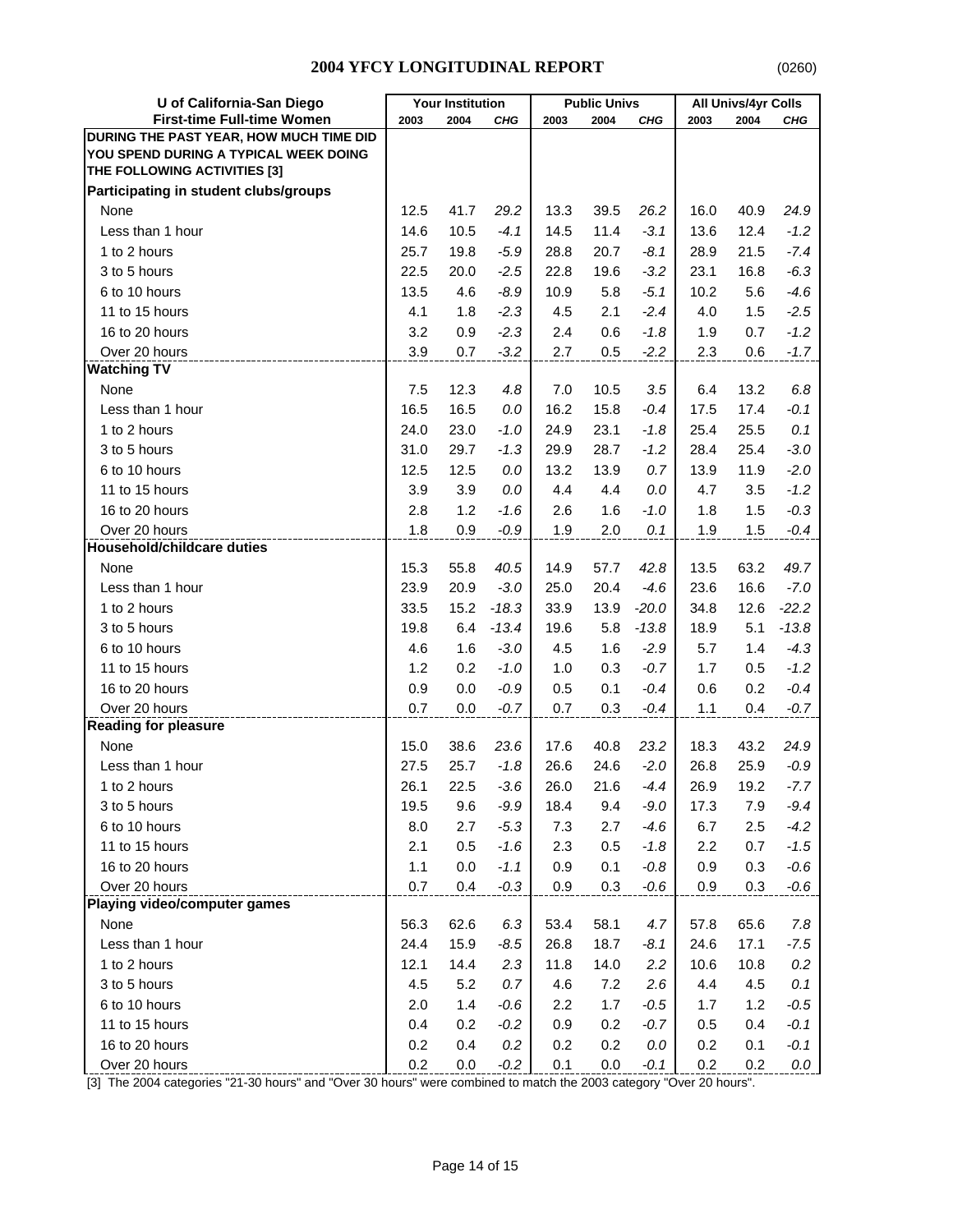## 2004 YFCY LONGITUDINAL REPORT

(0260)

| U of California-San Diego<br>First-time Full-time Women | Your Institution | | | Public Univs | | | All Univs/4yr Colls | | |
|---|---|---|---|---|---|---|---|---|---|
| | 2003 | 2004 | CHG | 2003 | 2004 | CHG | 2003 | 2004 | CHG |
| **DURING THE PAST YEAR, HOW MUCH TIME DID YOU SPEND DURING A TYPICAL WEEK DOING THE FOLLOWING ACTIVITIES [3]** | | | | | | | | | |
| **Participating in student clubs/groups** | | | | | | | | | |
| None | 12.5 | 41.7 | *29.2* | 13.3 | 39.5 | *26.2* | 16.0 | 40.9 | *24.9* |
| Less than 1 hour | 14.6 | 10.5 | *-4.1* | 14.5 | 11.4 | *-3.1* | 13.6 | 12.4 | *-1.2* |
| 1 to 2 hours | 25.7 | 19.8 | *-5.9* | 28.8 | 20.7 | *-8.1* | 28.9 | 21.5 | *-7.4* |
| 3 to 5 hours | 22.5 | 20.0 | *-2.5* | 22.8 | 19.6 | *-3.2* | 23.1 | 16.8 | *-6.3* |
| 6 to 10 hours | 13.5 | 4.6 | *-8.9* | 10.9 | 5.8 | *-5.1* | 10.2 | 5.6 | *-4.6* |
| 11 to 15 hours | 4.1 | 1.8 | *-2.3* | 4.5 | 2.1 | *-2.4* | 4.0 | 1.5 | *-2.5* |
| 16 to 20 hours | 3.2 | 0.9 | *-2.3* | 2.4 | 0.6 | *-1.8* | 1.9 | 0.7 | *-1.2* |
| Over 20 hours | 3.9 | 0.7 | *-3.2* | 2.7 | 0.5 | *-2.2* | 2.3 | 0.6 | *-1.7* |
| **Watching TV** | | | | | | | | | |
| None | 7.5 | 12.3 | *4.8* | 7.0 | 10.5 | *3.5* | 6.4 | 13.2 | *6.8* |
| Less than 1 hour | 16.5 | 16.5 | *0.0* | 16.2 | 15.8 | *-0.4* | 17.5 | 17.4 | *-0.1* |
| 1 to 2 hours | 24.0 | 23.0 | *-1.0* | 24.9 | 23.1 | *-1.8* | 25.4 | 25.5 | *0.1* |
| 3 to 5 hours | 31.0 | 29.7 | *-1.3* | 29.9 | 28.7 | *-1.2* | 28.4 | 25.4 | *-3.0* |
| 6 to 10 hours | 12.5 | 12.5 | *0.0* | 13.2 | 13.9 | *0.7* | 13.9 | 11.9 | *-2.0* |
| 11 to 15 hours | 3.9 | 3.9 | *0.0* | 4.4 | 4.4 | *0.0* | 4.7 | 3.5 | *-1.2* |
| 16 to 20 hours | 2.8 | 1.2 | *-1.6* | 2.6 | 1.6 | *-1.0* | 1.8 | 1.5 | *-0.3* |
| Over 20 hours | 1.8 | 0.9 | *-0.9* | 1.9 | 2.0 | *0.1* | 1.9 | 1.5 | *-0.4* |
| **Household/childcare duties** | | | | | | | | | |
| None | 15.3 | 55.8 | *40.5* | 14.9 | 57.7 | *42.8* | 13.5 | 63.2 | *49.7* |
| Less than 1 hour | 23.9 | 20.9 | *-3.0* | 25.0 | 20.4 | *-4.6* | 23.6 | 16.6 | *-7.0* |
| 1 to 2 hours | 33.5 | 15.2 | *-18.3* | 33.9 | 13.9 | *-20.0* | 34.8 | 12.6 | *-22.2* |
| 3 to 5 hours | 19.8 | 6.4 | *-13.4* | 19.6 | 5.8 | *-13.8* | 18.9 | 5.1 | *-13.8* |
| 6 to 10 hours | 4.6 | 1.6 | *-3.0* | 4.5 | 1.6 | *-2.9* | 5.7 | 1.4 | *-4.3* |
| 11 to 15 hours | 1.2 | 0.2 | *-1.0* | 1.0 | 0.3 | *-0.7* | 1.7 | 0.5 | *-1.2* |
| 16 to 20 hours | 0.9 | 0.0 | *-0.9* | 0.5 | 0.1 | *-0.4* | 0.6 | 0.2 | *-0.4* |
| Over 20 hours | 0.7 | 0.0 | *-0.7* | 0.7 | 0.3 | *-0.4* | 1.1 | 0.4 | *-0.7* |
| **Reading for pleasure** | | | | | | | | | |
| None | 15.0 | 38.6 | *23.6* | 17.6 | 40.8 | *23.2* | 18.3 | 43.2 | *24.9* |
| Less than 1 hour | 27.5 | 25.7 | *-1.8* | 26.6 | 24.6 | *-2.0* | 26.8 | 25.9 | *-0.9* |
| 1 to 2 hours | 26.1 | 22.5 | *-3.6* | 26.0 | 21.6 | *-4.4* | 26.9 | 19.2 | *-7.7* |
| 3 to 5 hours | 19.5 | 9.6 | *-9.9* | 18.4 | 9.4 | *-9.0* | 17.3 | 7.9 | *-9.4* |
| 6 to 10 hours | 8.0 | 2.7 | *-5.3* | 7.3 | 2.7 | *-4.6* | 6.7 | 2.5 | *-4.2* |
| 11 to 15 hours | 2.1 | 0.5 | *-1.6* | 2.3 | 0.5 | *-1.8* | 2.2 | 0.7 | *-1.5* |
| 16 to 20 hours | 1.1 | 0.0 | *-1.1* | 0.9 | 0.1 | *-0.8* | 0.9 | 0.3 | *-0.6* |
| Over 20 hours | 0.7 | 0.4 | *-0.3* | 0.9 | 0.3 | *-0.6* | 0.9 | 0.3 | *-0.6* |
| **Playing video/computer games** | | | | | | | | | |
| None | 56.3 | 62.6 | *6.3* | 53.4 | 58.1 | *4.7* | 57.8 | 65.6 | *7.8* |
| Less than 1 hour | 24.4 | 15.9 | *-8.5* | 26.8 | 18.7 | *-8.1* | 24.6 | 17.1 | *-7.5* |
| 1 to 2 hours | 12.1 | 14.4 | *2.3* | 11.8 | 14.0 | *2.2* | 10.6 | 10.8 | *0.2* |
| 3 to 5 hours | 4.5 | 5.2 | *0.7* | 4.6 | 7.2 | *2.6* | 4.4 | 4.5 | *0.1* |
| 6 to 10 hours | 2.0 | 1.4 | *-0.6* | 2.2 | 1.7 | *-0.5* | 1.7 | 1.2 | *-0.5* |
| 11 to 15 hours | 0.4 | 0.2 | *-0.2* | 0.9 | 0.2 | *-0.7* | 0.5 | 0.4 | *-0.1* |
| 16 to 20 hours | 0.2 | 0.4 | *0.2* | 0.2 | 0.2 | *0.0* | 0.2 | 0.1 | *-0.1* |
| Over 20 hours | 0.2 | 0.0 | *-0.2* | 0.1 | 0.0 | *-0.1* | 0.2 | 0.2 | *0.0* |

[3] The 2004 categories "21-30 hours" and "Over 30 hours" were combined to match the 2003 category "Over 20 hours".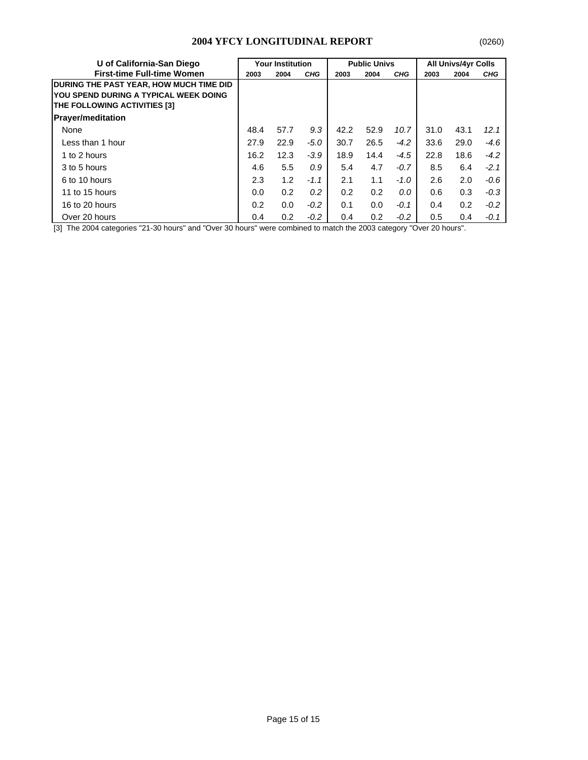## 2004 YFCY LONGITUDINAL REPORT

(0260)

| U of California-San Diego<br>First-time Full-time Women | Your Institution | | | Public Univs | | | All Univs/4yr Colls | | |
|---|---|---|---|---|---|---|---|---|---|
| | 2003 | 2004 | CHG | 2003 | 2004 | CHG | 2003 | 2004 | CHG |
| **DURING THE PAST YEAR, HOW MUCH TIME DID YOU SPEND DURING A TYPICAL WEEK DOING THE FOLLOWING ACTIVITIES [3]** | | | | | | | | | |
| **Prayer/meditation** | | | | | | | | | |
| None | 48.4 | 57.7 | *9.3* | 42.2 | 52.9 | *10.7* | 31.0 | 43.1 | *12.1* |
| Less than 1 hour | 27.9 | 22.9 | *-5.0* | 30.7 | 26.5 | *-4.2* | 33.6 | 29.0 | *-4.6* |
| 1 to 2 hours | 16.2 | 12.3 | *-3.9* | 18.9 | 14.4 | *-4.5* | 22.8 | 18.6 | *-4.2* |
| 3 to 5 hours | 4.6 | 5.5 | *0.9* | 5.4 | 4.7 | *-0.7* | 8.5 | 6.4 | *-2.1* |
| 6 to 10 hours | 2.3 | 1.2 | *-1.1* | 2.1 | 1.1 | *-1.0* | 2.6 | 2.0 | *-0.6* |
| 11 to 15 hours | 0.0 | 0.2 | *0.2* | 0.2 | 0.2 | *0.0* | 0.6 | 0.3 | *-0.3* |
| 16 to 20 hours | 0.2 | 0.0 | *-0.2* | 0.1 | 0.0 | *-0.1* | 0.4 | 0.2 | *-0.2* |
| Over 20 hours | 0.4 | 0.2 | *-0.2* | 0.4 | 0.2 | *-0.2* | 0.5 | 0.4 | *-0.1* |

[3] The 2004 categories "21-30 hours" and "Over 30 hours" were combined to match the 2003 category "Over 20 hours".